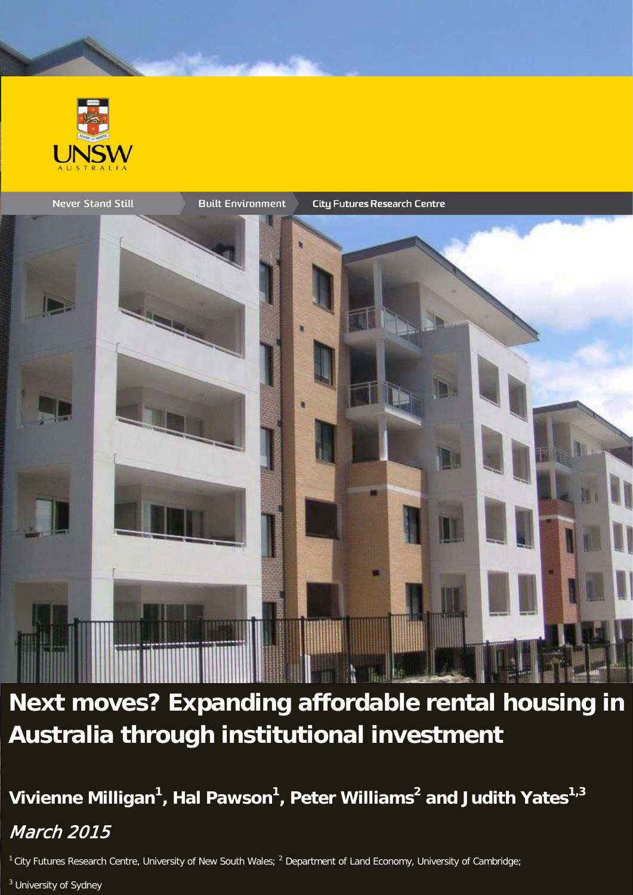UNSW AUSTRALIA

Never Stand Still | Built Environment | City Futures Research Centre

# Next moves? Expanding affordable rental housing in Australia through institutional investment

**Vivienne Milligan[1], Hal Pawson[1], Peter Williams[2] and Judith Yates[1,3]**

*March 2015*

[1] City Futures Research Centre, University of New South Wales; [2] Department of Land Economy, University of Cambridge;

[3] University of Sydney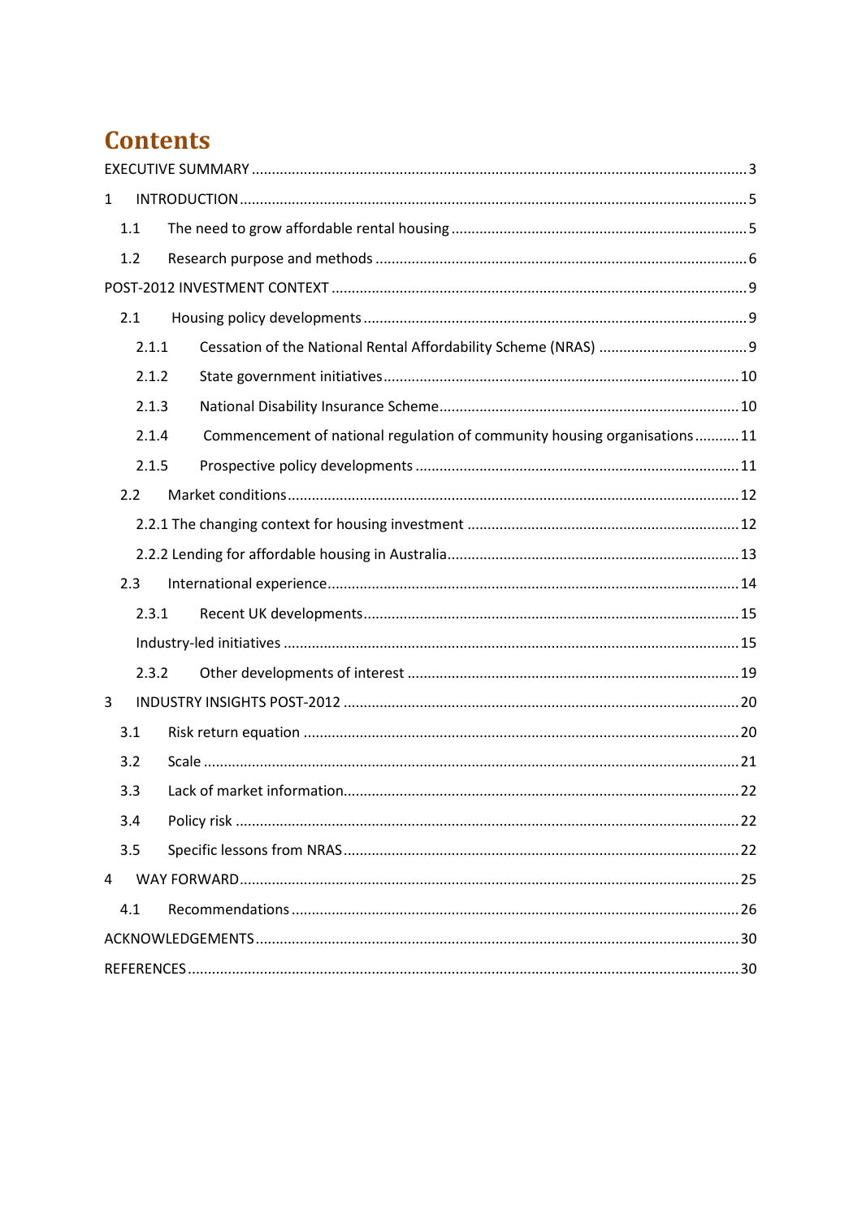# Contents

EXECUTIVE SUMMARY ........................................................................................................................ 3

1 INTRODUCTION ............................................................................................................................ 5

1.1 The need to grow affordable rental housing ........................................................................ 5

1.2 Research purpose and methods ........................................................................................... 6

POST-2012 INVESTMENT CONTEXT ..................................................................................................... 9

2.1 Housing policy developments ............................................................................................. 9

2.1.1 Cessation of the National Rental Affordability Scheme (NRAS) .................................... 9

2.1.2 State government initiatives ....................................................................................... 10

2.1.3 National Disability Insurance Scheme .......................................................................... 10

2.1.4 Commencement of national regulation of community housing organisations ........... 11

2.1.5 Prospective policy developments ............................................................................... 11

2.2 Market conditions ............................................................................................................... 12

2.2.1 The changing context for housing investment .................................................................. 12

2.2.2 Lending for affordable housing in Australia ....................................................................... 13

2.3 International experience ..................................................................................................... 14

2.3.1 Recent UK developments ............................................................................................ 15

Industry-led initiatives ................................................................................................................ 15

2.3.2 Other developments of interest ................................................................................. 19

3 INDUSTRY INSIGHTS POST-2012 .................................................................................................. 20

3.1 Risk return equation ........................................................................................................... 20

3.2 Scale ................................................................................................................................... 21

3.3 Lack of market information ................................................................................................. 22

3.4 Policy risk ........................................................................................................................... 22

3.5 Specific lessons from NRAS ................................................................................................. 22

4 WAY FORWARD ........................................................................................................................... 25

4.1 Recommendations ............................................................................................................. 26

ACKNOWLEDGEMENTS ....................................................................................................................... 30

REFERENCES ....................................................................................................................................... 30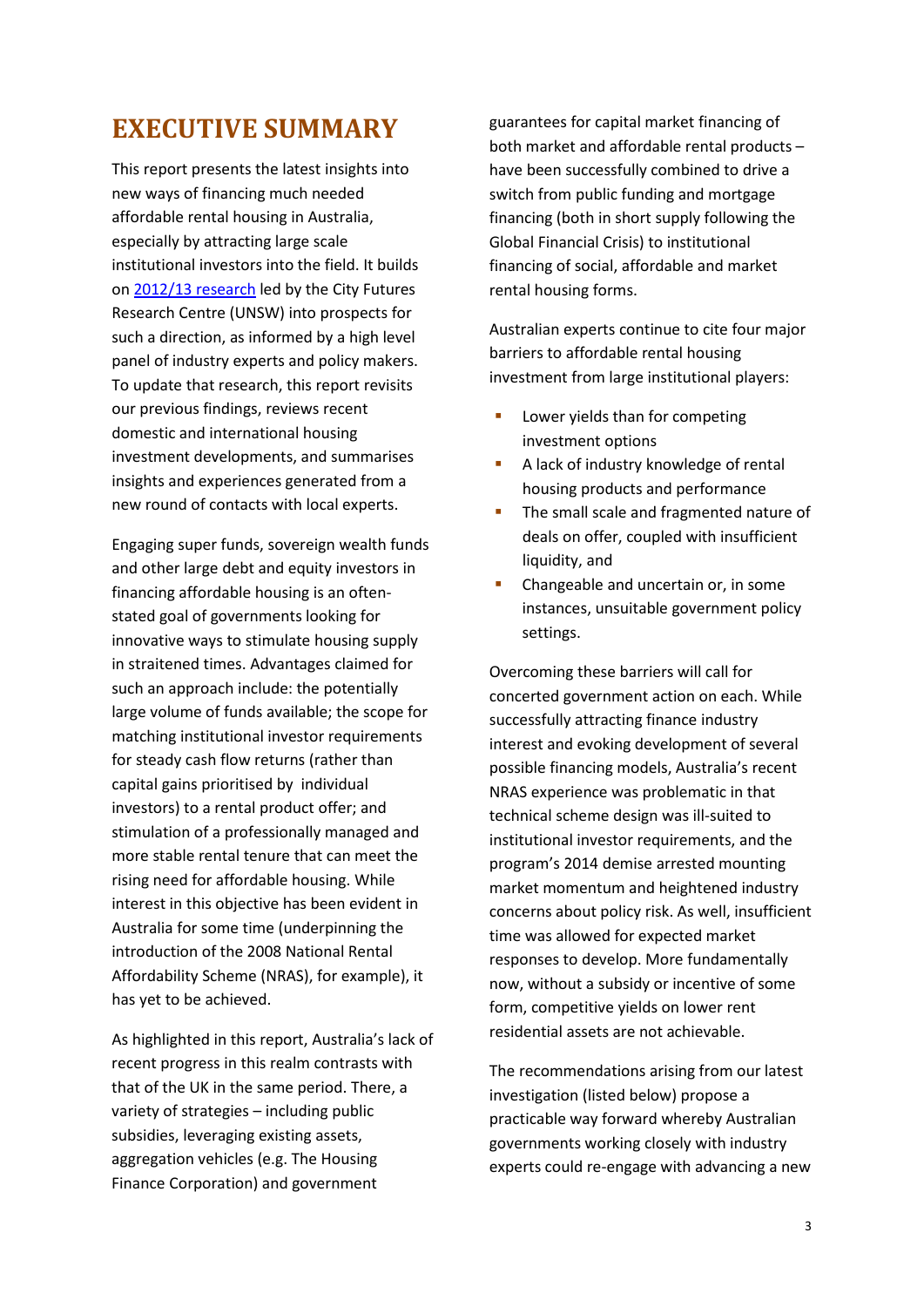# EXECUTIVE SUMMARY

This report presents the latest insights into new ways of financing much needed affordable rental housing in Australia, especially by attracting large scale institutional investors into the field. It builds on 2012/13 research led by the City Futures Research Centre (UNSW) into prospects for such a direction, as informed by a high level panel of industry experts and policy makers. To update that research, this report revisits our previous findings, reviews recent domestic and international housing investment developments, and summarises insights and experiences generated from a new round of contacts with local experts.

Engaging super funds, sovereign wealth funds and other large debt and equity investors in financing affordable housing is an often-stated goal of governments looking for innovative ways to stimulate housing supply in straitened times. Advantages claimed for such an approach include: the potentially large volume of funds available; the scope for matching institutional investor requirements for steady cash flow returns (rather than capital gains prioritised by individual investors) to a rental product offer; and stimulation of a professionally managed and more stable rental tenure that can meet the rising need for affordable housing. While interest in this objective has been evident in Australia for some time (underpinning the introduction of the 2008 National Rental Affordability Scheme (NRAS), for example), it has yet to be achieved.

As highlighted in this report, Australia's lack of recent progress in this realm contrasts with that of the UK in the same period. There, a variety of strategies – including public subsidies, leveraging existing assets, aggregation vehicles (e.g. The Housing Finance Corporation) and government guarantees for capital market financing of both market and affordable rental products – have been successfully combined to drive a switch from public funding and mortgage financing (both in short supply following the Global Financial Crisis) to institutional financing of social, affordable and market rental housing forms.

Australian experts continue to cite four major barriers to affordable rental housing investment from large institutional players:

- Lower yields than for competing investment options
- A lack of industry knowledge of rental housing products and performance
- The small scale and fragmented nature of deals on offer, coupled with insufficient liquidity, and
- Changeable and uncertain or, in some instances, unsuitable government policy settings.

Overcoming these barriers will call for concerted government action on each. While successfully attracting finance industry interest and evoking development of several possible financing models, Australia's recent NRAS experience was problematic in that technical scheme design was ill-suited to institutional investor requirements, and the program's 2014 demise arrested mounting market momentum and heightened industry concerns about policy risk. As well, insufficient time was allowed for expected market responses to develop. More fundamentally now, without a subsidy or incentive of some form, competitive yields on lower rent residential assets are not achievable.

The recommendations arising from our latest investigation (listed below) propose a practicable way forward whereby Australian governments working closely with industry experts could re-engage with advancing a new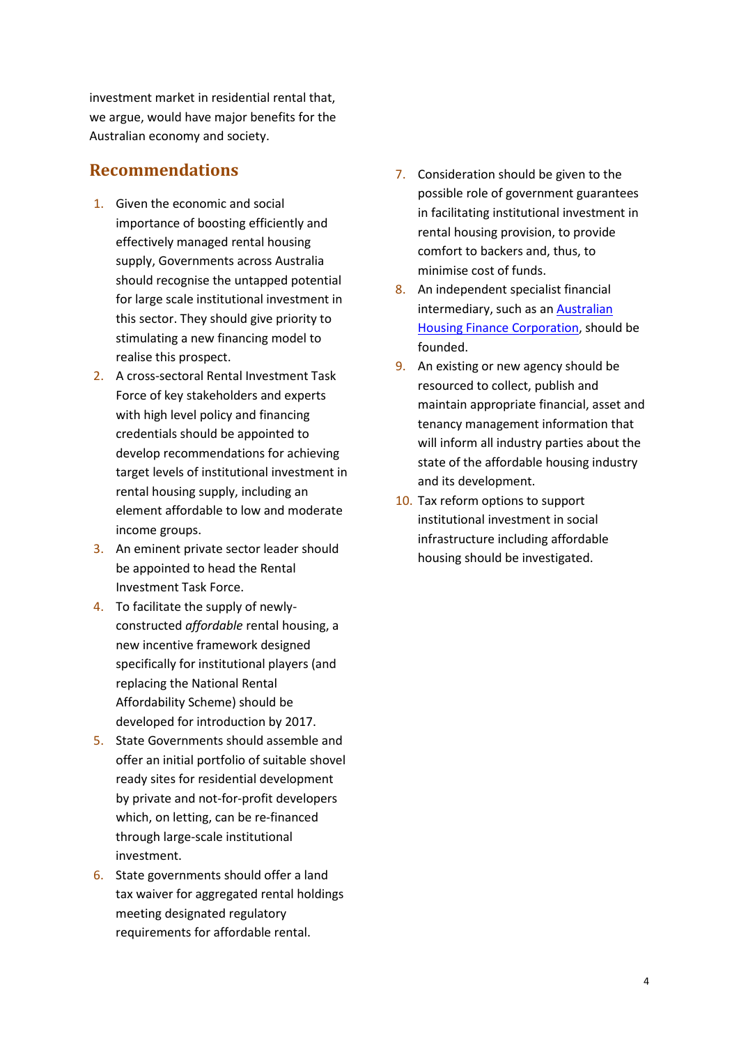investment market in residential rental that, we argue, would have major benefits for the Australian economy and society.

## Recommendations

1. Given the economic and social importance of boosting efficiently and effectively managed rental housing supply, Governments across Australia should recognise the untapped potential for large scale institutional investment in this sector. They should give priority to stimulating a new financing model to realise this prospect.
2. A cross-sectoral Rental Investment Task Force of key stakeholders and experts with high level policy and financing credentials should be appointed to develop recommendations for achieving target levels of institutional investment in rental housing supply, including an element affordable to low and moderate income groups.
3. An eminent private sector leader should be appointed to head the Rental Investment Task Force.
4. To facilitate the supply of newly-constructed *affordable* rental housing, a new incentive framework designed specifically for institutional players (and replacing the National Rental Affordability Scheme) should be developed for introduction by 2017.
5. State Governments should assemble and offer an initial portfolio of suitable shovel ready sites for residential development by private and not-for-profit developers which, on letting, can be re-financed through large-scale institutional investment.
6. State governments should offer a land tax waiver for aggregated rental holdings meeting designated regulatory requirements for affordable rental.
7. Consideration should be given to the possible role of government guarantees in facilitating institutional investment in rental housing provision, to provide comfort to backers and, thus, to minimise cost of funds.
8. An independent specialist financial intermediary, such as an Australian Housing Finance Corporation, should be founded.
9. An existing or new agency should be resourced to collect, publish and maintain appropriate financial, asset and tenancy management information that will inform all industry parties about the state of the affordable housing industry and its development.
10. Tax reform options to support institutional investment in social infrastructure including affordable housing should be investigated.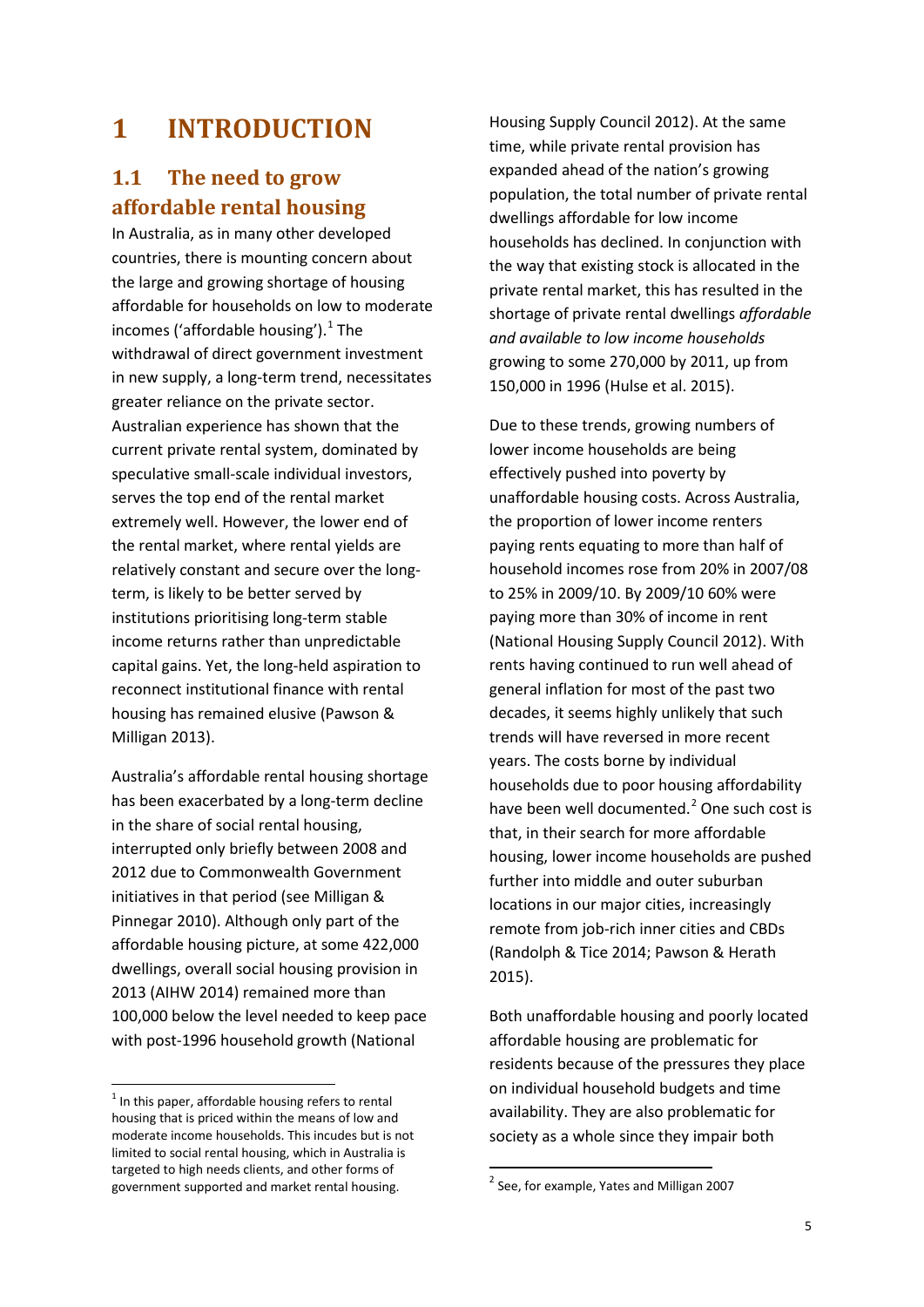# 1 INTRODUCTION

## 1.1 The need to grow affordable rental housing

In Australia, as in many other developed countries, there is mounting concern about the large and growing shortage of housing affordable for households on low to moderate incomes ('affordable housing').[1] The withdrawal of direct government investment in new supply, a long-term trend, necessitates greater reliance on the private sector. Australian experience has shown that the current private rental system, dominated by speculative small-scale individual investors, serves the top end of the rental market extremely well. However, the lower end of the rental market, where rental yields are relatively constant and secure over the long-term, is likely to be better served by institutions prioritising long-term stable income returns rather than unpredictable capital gains. Yet, the long-held aspiration to reconnect institutional finance with rental housing has remained elusive (Pawson & Milligan 2013).

Australia's affordable rental housing shortage has been exacerbated by a long-term decline in the share of social rental housing, interrupted only briefly between 2008 and 2012 due to Commonwealth Government initiatives in that period (see Milligan & Pinnegar 2010). Although only part of the affordable housing picture, at some 422,000 dwellings, overall social housing provision in 2013 (AIHW 2014) remained more than 100,000 below the level needed to keep pace with post-1996 household growth (National Housing Supply Council 2012). At the same time, while private rental provision has expanded ahead of the nation's growing population, the total number of private rental dwellings affordable for low income households has declined. In conjunction with the way that existing stock is allocated in the private rental market, this has resulted in the shortage of private rental dwellings *affordable and available to low income households* growing to some 270,000 by 2011, up from 150,000 in 1996 (Hulse et al. 2015).

Due to these trends, growing numbers of lower income households are being effectively pushed into poverty by unaffordable housing costs. Across Australia, the proportion of lower income renters paying rents equating to more than half of household incomes rose from 20% in 2007/08 to 25% in 2009/10. By 2009/10 60% were paying more than 30% of income in rent (National Housing Supply Council 2012). With rents having continued to run well ahead of general inflation for most of the past two decades, it seems highly unlikely that such trends will have reversed in more recent years. The costs borne by individual households due to poor housing affordability have been well documented.[2] One such cost is that, in their search for more affordable housing, lower income households are pushed further into middle and outer suburban locations in our major cities, increasingly remote from job-rich inner cities and CBDs (Randolph & Tice 2014; Pawson & Herath 2015).

Both unaffordable housing and poorly located affordable housing are problematic for residents because of the pressures they place on individual household budgets and time availability. They are also problematic for society as a whole since they impair both

[1] In this paper, affordable housing refers to rental housing that is priced within the means of low and moderate income households. This incudes but is not limited to social rental housing, which in Australia is targeted to high needs clients, and other forms of government supported and market rental housing.

[2] See, for example, Yates and Milligan 2007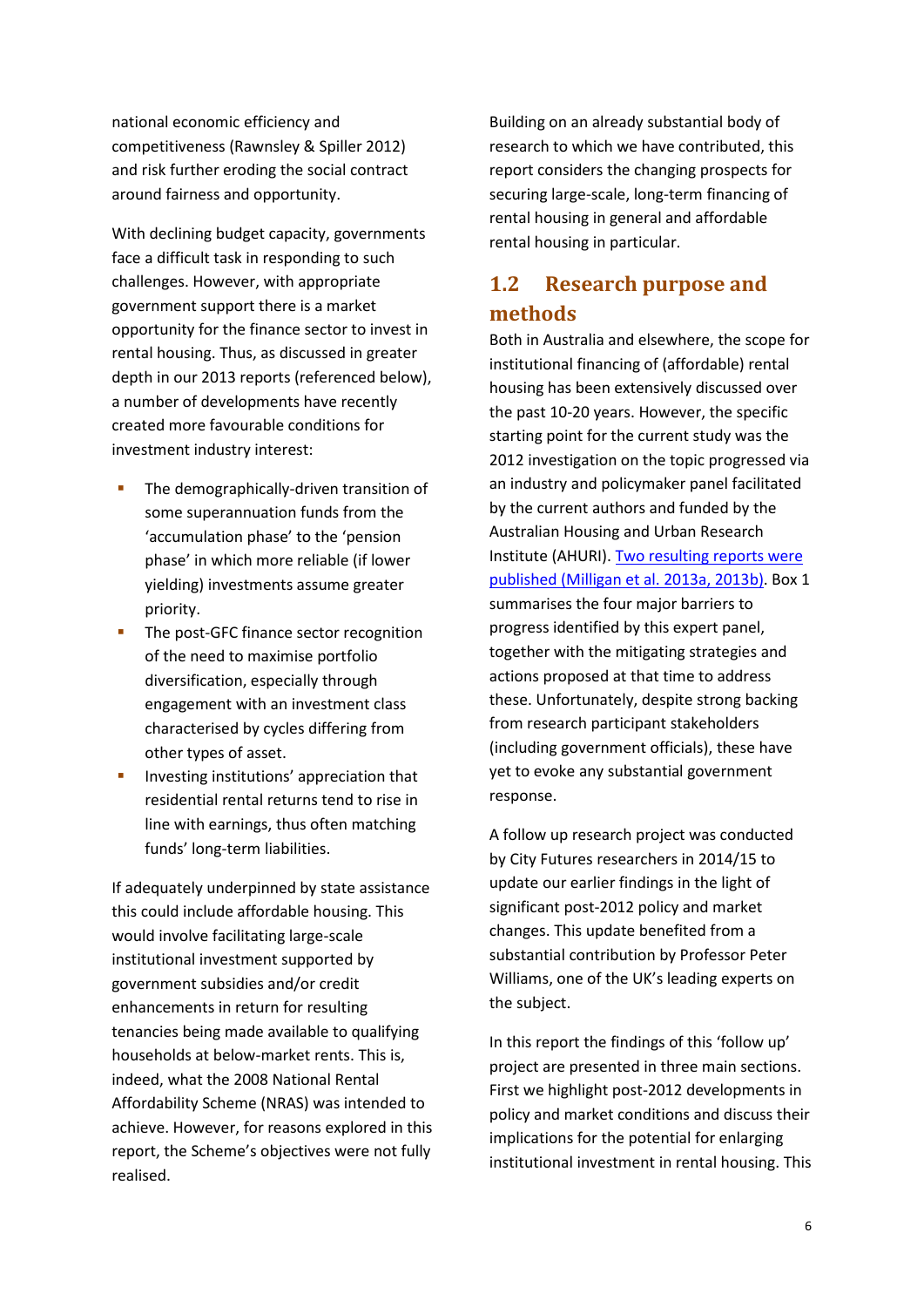national economic efficiency and competitiveness (Rawnsley & Spiller 2012) and risk further eroding the social contract around fairness and opportunity.

With declining budget capacity, governments face a difficult task in responding to such challenges. However, with appropriate government support there is a market opportunity for the finance sector to invest in rental housing. Thus, as discussed in greater depth in our 2013 reports (referenced below), a number of developments have recently created more favourable conditions for investment industry interest:

- The demographically-driven transition of some superannuation funds from the 'accumulation phase' to the 'pension phase' in which more reliable (if lower yielding) investments assume greater priority.
- The post-GFC finance sector recognition of the need to maximise portfolio diversification, especially through engagement with an investment class characterised by cycles differing from other types of asset.
- Investing institutions' appreciation that residential rental returns tend to rise in line with earnings, thus often matching funds' long-term liabilities.

If adequately underpinned by state assistance this could include affordable housing. This would involve facilitating large-scale institutional investment supported by government subsidies and/or credit enhancements in return for resulting tenancies being made available to qualifying households at below-market rents. This is, indeed, what the 2008 National Rental Affordability Scheme (NRAS) was intended to achieve. However, for reasons explored in this report, the Scheme's objectives were not fully realised.

Building on an already substantial body of research to which we have contributed, this report considers the changing prospects for securing large-scale, long-term financing of rental housing in general and affordable rental housing in particular.

## 1.2 Research purpose and methods

Both in Australia and elsewhere, the scope for institutional financing of (affordable) rental housing has been extensively discussed over the past 10-20 years. However, the specific starting point for the current study was the 2012 investigation on the topic progressed via an industry and policymaker panel facilitated by the current authors and funded by the Australian Housing and Urban Research Institute (AHURI). Two resulting reports were published (Milligan et al. 2013a, 2013b). Box 1 summarises the four major barriers to progress identified by this expert panel, together with the mitigating strategies and actions proposed at that time to address these. Unfortunately, despite strong backing from research participant stakeholders (including government officials), these have yet to evoke any substantial government response.

A follow up research project was conducted by City Futures researchers in 2014/15 to update our earlier findings in the light of significant post-2012 policy and market changes. This update benefited from a substantial contribution by Professor Peter Williams, one of the UK's leading experts on the subject.

In this report the findings of this 'follow up' project are presented in three main sections. First we highlight post-2012 developments in policy and market conditions and discuss their implications for the potential for enlarging institutional investment in rental housing. This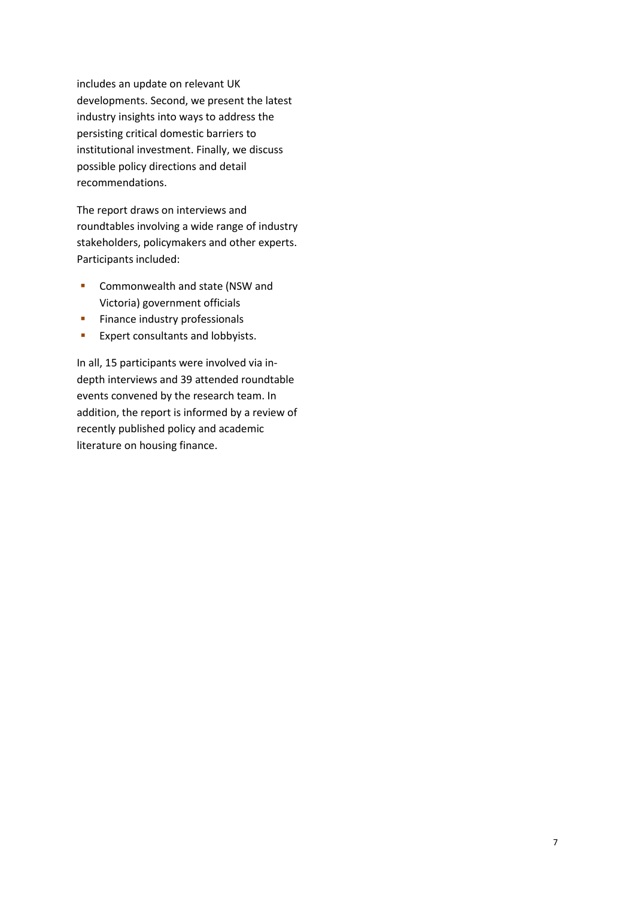includes an update on relevant UK developments. Second, we present the latest industry insights into ways to address the persisting critical domestic barriers to institutional investment. Finally, we discuss possible policy directions and detail recommendations.

The report draws on interviews and roundtables involving a wide range of industry stakeholders, policymakers and other experts. Participants included:

- Commonwealth and state (NSW and Victoria) government officials
- Finance industry professionals
- Expert consultants and lobbyists.

In all, 15 participants were involved via in-depth interviews and 39 attended roundtable events convened by the research team. In addition, the report is informed by a review of recently published policy and academic literature on housing finance.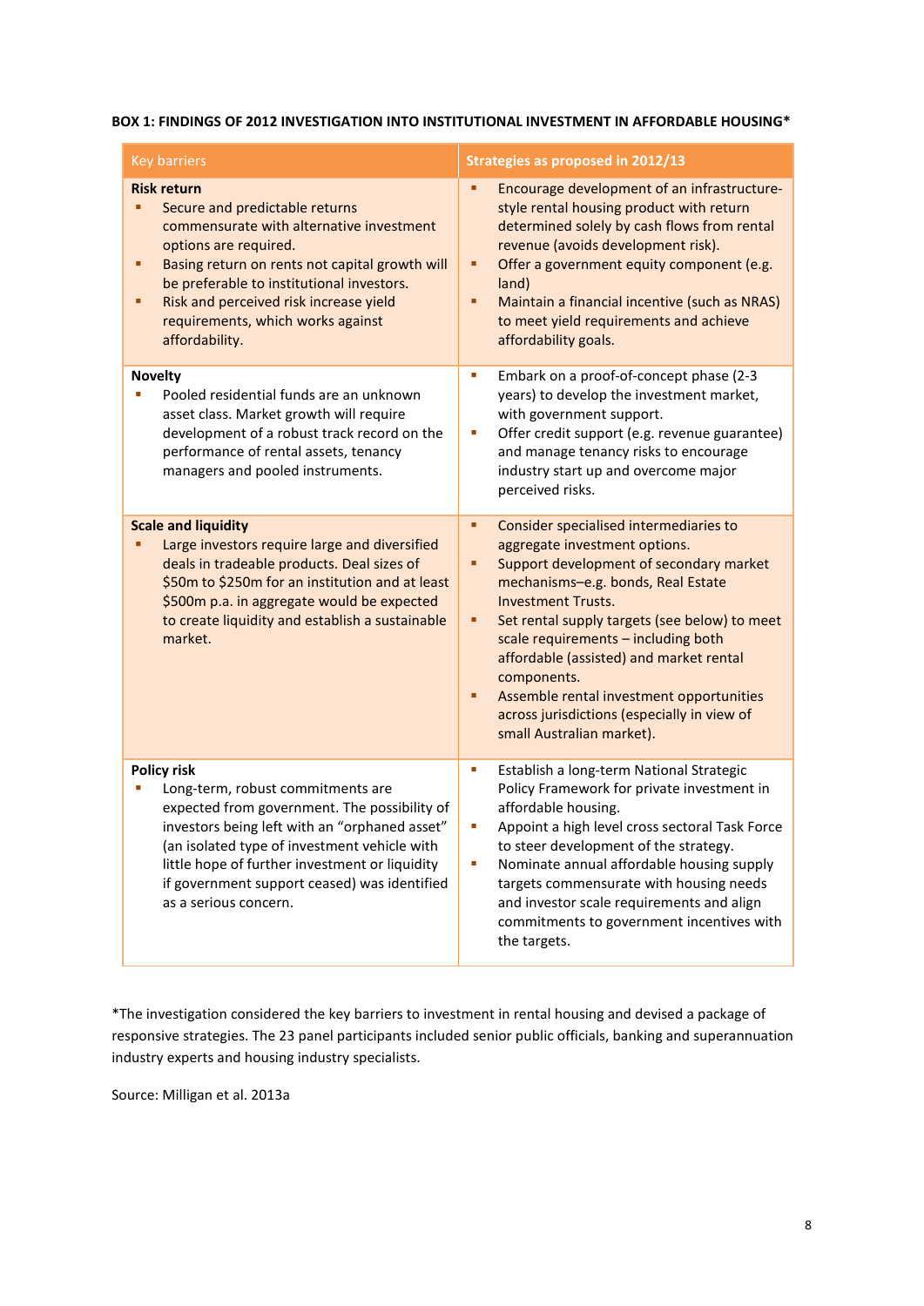**BOX 1: FINDINGS OF 2012 INVESTIGATION INTO INSTITUTIONAL INVESTMENT IN AFFORDABLE HOUSING***

| Key barriers | Strategies as proposed in 2012/13 |
|---|---|
| **Risk return**<br>▪ Secure and predictable returns commensurate with alternative investment options are required.<br>▪ Basing return on rents not capital growth will be preferable to institutional investors.<br>▪ Risk and perceived risk increase yield requirements, which works against affordability. | ▪ Encourage development of an infrastructure-style rental housing product with return determined solely by cash flows from rental revenue (avoids development risk).<br>▪ Offer a government equity component (e.g. land)<br>▪ Maintain a financial incentive (such as NRAS) to meet yield requirements and achieve affordability goals. |
| **Novelty**<br>▪ Pooled residential funds are an unknown asset class. Market growth will require development of a robust track record on the performance of rental assets, tenancy managers and pooled instruments. | ▪ Embark on a proof-of-concept phase (2-3 years) to develop the investment market, with government support.<br>▪ Offer credit support (e.g. revenue guarantee) and manage tenancy risks to encourage industry start up and overcome major perceived risks. |
| **Scale and liquidity**<br>▪ Large investors require large and diversified deals in tradeable products. Deal sizes of $50m to $250m for an institution and at least $500m p.a. in aggregate would be expected to create liquidity and establish a sustainable market. | ▪ Consider specialised intermediaries to aggregate investment options.<br>▪ Support development of secondary market mechanisms–e.g. bonds, Real Estate Investment Trusts.<br>▪ Set rental supply targets (see below) to meet scale requirements – including both affordable (assisted) and market rental components.<br>▪ Assemble rental investment opportunities across jurisdictions (especially in view of small Australian market). |
| **Policy risk**<br>▪ Long-term, robust commitments are expected from government. The possibility of investors being left with an "orphaned asset" (an isolated type of investment vehicle with little hope of further investment or liquidity if government support ceased) was identified as a serious concern. | ▪ Establish a long-term National Strategic Policy Framework for private investment in affordable housing.<br>▪ Appoint a high level cross sectoral Task Force to steer development of the strategy.<br>▪ Nominate annual affordable housing supply targets commensurate with housing needs and investor scale requirements and align commitments to government incentives with the targets. |

*The investigation considered the key barriers to investment in rental housing and devised a package of responsive strategies. The 23 panel participants included senior public officials, banking and superannuation industry experts and housing industry specialists.

Source: Milligan et al. 2013a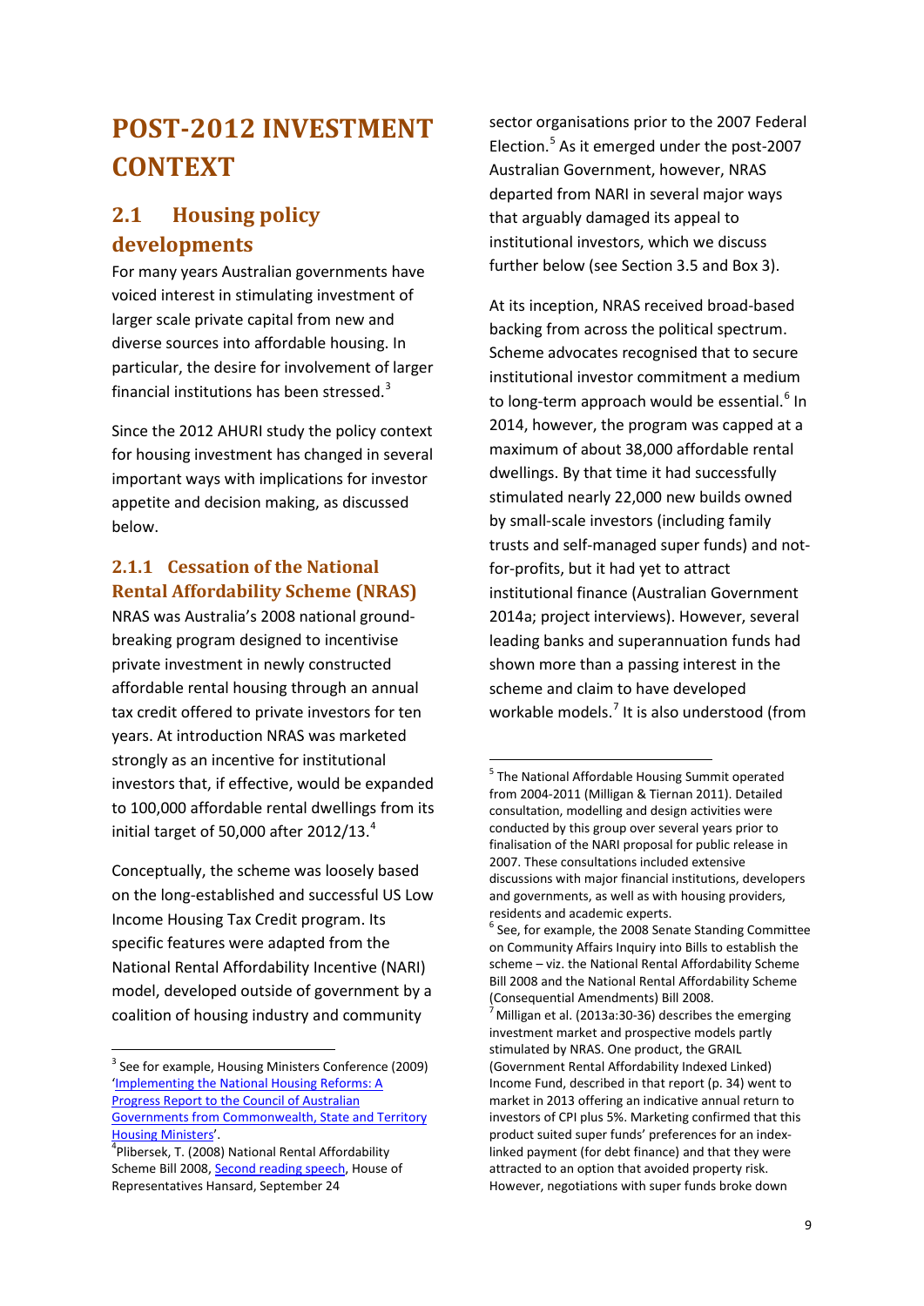# POST-2012 INVESTMENT CONTEXT

## 2.1 Housing policy developments

For many years Australian governments have voiced interest in stimulating investment of larger scale private capital from new and diverse sources into affordable housing. In particular, the desire for involvement of larger financial institutions has been stressed.[3]

Since the 2012 AHURI study the policy context for housing investment has changed in several important ways with implications for investor appetite and decision making, as discussed below.

### 2.1.1 Cessation of the National Rental Affordability Scheme (NRAS)

NRAS was Australia's 2008 national ground-breaking program designed to incentivise private investment in newly constructed affordable rental housing through an annual tax credit offered to private investors for ten years. At introduction NRAS was marketed strongly as an incentive for institutional investors that, if effective, would be expanded to 100,000 affordable rental dwellings from its initial target of 50,000 after 2012/13.[4]

Conceptually, the scheme was loosely based on the long-established and successful US Low Income Housing Tax Credit program. Its specific features were adapted from the National Rental Affordability Incentive (NARI) model, developed outside of government by a coalition of housing industry and community sector organisations prior to the 2007 Federal Election.[5] As it emerged under the post-2007 Australian Government, however, NRAS departed from NARI in several major ways that arguably damaged its appeal to institutional investors, which we discuss further below (see Section 3.5 and Box 3).

At its inception, NRAS received broad-based backing from across the political spectrum. Scheme advocates recognised that to secure institutional investor commitment a medium to long-term approach would be essential.[6] In 2014, however, the program was capped at a maximum of about 38,000 affordable rental dwellings. By that time it had successfully stimulated nearly 22,000 new builds owned by small-scale investors (including family trusts and self-managed super funds) and not-for-profits, but it had yet to attract institutional finance (Australian Government 2014a; project interviews). However, several leading banks and superannuation funds had shown more than a passing interest in the scheme and claim to have developed workable models.[7] It is also understood (from

---

[3] See for example, Housing Ministers Conference (2009) '[Implementing the National Housing Reforms: A Progress Report to the Council of Australian Governments from Commonwealth, State and Territory Housing Ministers](#)'.

[4] Plibersek, T. (2008) National Rental Affordability Scheme Bill 2008, [Second reading speech](#), House of Representatives Hansard, September 24

[5] The National Affordable Housing Summit operated from 2004-2011 (Milligan & Tiernan 2011). Detailed consultation, modelling and design activities were conducted by this group over several years prior to finalisation of the NARI proposal for public release in 2007. These consultations included extensive discussions with major financial institutions, developers and governments, as well as with housing providers, residents and academic experts.

[6] See, for example, the 2008 Senate Standing Committee on Community Affairs Inquiry into Bills to establish the scheme – viz. the National Rental Affordability Scheme Bill 2008 and the National Rental Affordability Scheme (Consequential Amendments) Bill 2008.

[7] Milligan et al. (2013a:30-36) describes the emerging investment market and prospective models partly stimulated by NRAS. One product, the GRAIL (Government Rental Affordability Indexed Linked) Income Fund, described in that report (p. 34) went to market in 2013 offering an indicative annual return to investors of CPI plus 5%. Marketing confirmed that this product suited super funds' preferences for an index-linked payment (for debt finance) and that they were attracted to an option that avoided property risk. However, negotiations with super funds broke down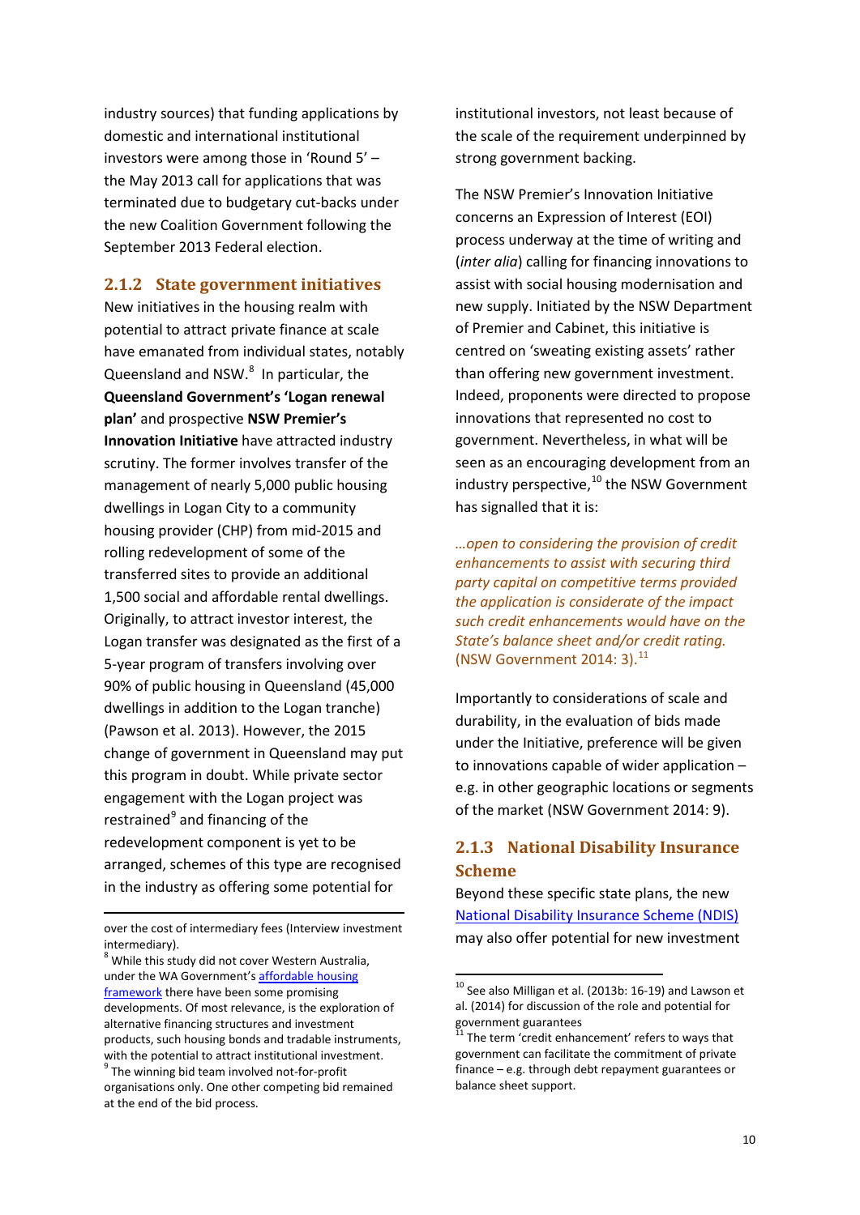industry sources) that funding applications by domestic and international institutional investors were among those in 'Round 5' – the May 2013 call for applications that was terminated due to budgetary cut-backs under the new Coalition Government following the September 2013 Federal election.

### 2.1.2 State government initiatives

New initiatives in the housing realm with potential to attract private finance at scale have emanated from individual states, notably Queensland and NSW.[8] In particular, the **Queensland Government's 'Logan renewal plan'** and prospective **NSW Premier's Innovation Initiative** have attracted industry scrutiny. The former involves transfer of the management of nearly 5,000 public housing dwellings in Logan City to a community housing provider (CHP) from mid-2015 and rolling redevelopment of some of the transferred sites to provide an additional 1,500 social and affordable rental dwellings. Originally, to attract investor interest, the Logan transfer was designated as the first of a 5-year program of transfers involving over 90% of public housing in Queensland (45,000 dwellings in addition to the Logan tranche) (Pawson et al. 2013). However, the 2015 change of government in Queensland may put this program in doubt. While private sector engagement with the Logan project was restrained[9] and financing of the redevelopment component is yet to be arranged, schemes of this type are recognised in the industry as offering some potential for institutional investors, not least because of the scale of the requirement underpinned by strong government backing.

The NSW Premier's Innovation Initiative concerns an Expression of Interest (EOI) process underway at the time of writing and (*inter alia*) calling for financing innovations to assist with social housing modernisation and new supply. Initiated by the NSW Department of Premier and Cabinet, this initiative is centred on 'sweating existing assets' rather than offering new government investment. Indeed, proponents were directed to propose innovations that represented no cost to government. Nevertheless, in what will be seen as an encouraging development from an industry perspective,[10] the NSW Government has signalled that it is:

> *…open to considering the provision of credit enhancements to assist with securing third party capital on competitive terms provided the application is considerate of the impact such credit enhancements would have on the State's balance sheet and/or credit rating.* (NSW Government 2014: 3).[11]

Importantly to considerations of scale and durability, in the evaluation of bids made under the Initiative, preference will be given to innovations capable of wider application – e.g. in other geographic locations or segments of the market (NSW Government 2014: 9).

### 2.1.3 National Disability Insurance Scheme

Beyond these specific state plans, the new National Disability Insurance Scheme (NDIS) may also offer potential for new investment

---

over the cost of intermediary fees (Interview investment intermediary).

[8] While this study did not cover Western Australia, under the WA Government's affordable housing framework there have been some promising developments. Of most relevance, is the exploration of alternative financing structures and investment products, such housing bonds and tradable instruments, with the potential to attract institutional investment.

[9] The winning bid team involved not-for-profit organisations only. One other competing bid remained at the end of the bid process.

[10] See also Milligan et al. (2013b: 16-19) and Lawson et al. (2014) for discussion of the role and potential for government guarantees

[11] The term 'credit enhancement' refers to ways that government can facilitate the commitment of private finance – e.g. through debt repayment guarantees or balance sheet support.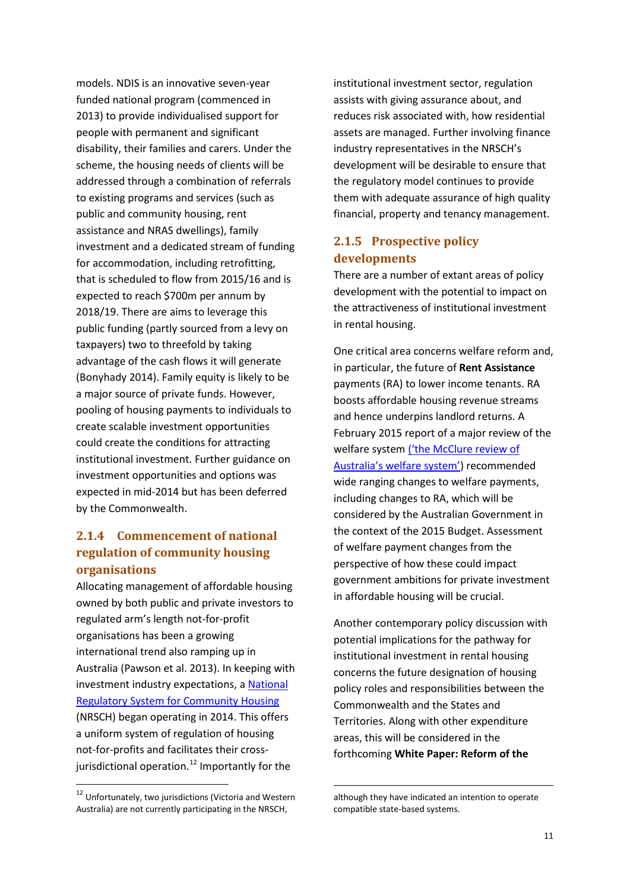models. NDIS is an innovative seven-year funded national program (commenced in 2013) to provide individualised support for people with permanent and significant disability, their families and carers. Under the scheme, the housing needs of clients will be addressed through a combination of referrals to existing programs and services (such as public and community housing, rent assistance and NRAS dwellings), family investment and a dedicated stream of funding for accommodation, including retrofitting, that is scheduled to flow from 2015/16 and is expected to reach $700m per annum by 2018/19. There are aims to leverage this public funding (partly sourced from a levy on taxpayers) two to threefold by taking advantage of the cash flows it will generate (Bonyhady 2014). Family equity is likely to be a major source of private funds. However, pooling of housing payments to individuals to create scalable investment opportunities could create the conditions for attracting institutional investment. Further guidance on investment opportunities and options was expected in mid-2014 but has been deferred by the Commonwealth.

### 2.1.4 Commencement of national regulation of community housing organisations

Allocating management of affordable housing owned by both public and private investors to regulated arm's length not-for-profit organisations has been a growing international trend also ramping up in Australia (Pawson et al. 2013). In keeping with investment industry expectations, a [National Regulatory System for Community Housing]() (NRSCH) began operating in 2014. This offers a uniform system of regulation of housing not-for-profits and facilitates their cross-jurisdictional operation.[12] Importantly for the institutional investment sector, regulation assists with giving assurance about, and reduces risk associated with, how residential assets are managed. Further involving finance industry representatives in the NRSCH's development will be desirable to ensure that the regulatory model continues to provide them with adequate assurance of high quality financial, property and tenancy management.

### 2.1.5 Prospective policy developments

There are a number of extant areas of policy development with the potential to impact on the attractiveness of institutional investment in rental housing.

One critical area concerns welfare reform and, in particular, the future of **Rent Assistance** payments (RA) to lower income tenants. RA boosts affordable housing revenue streams and hence underpins landlord returns. A February 2015 report of a major review of the welfare system [('the McClure review of Australia's welfare system')]() recommended wide ranging changes to welfare payments, including changes to RA, which will be considered by the Australian Government in the context of the 2015 Budget. Assessment of welfare payment changes from the perspective of how these could impact government ambitions for private investment in affordable housing will be crucial.

Another contemporary policy discussion with potential implications for the pathway for institutional investment in rental housing concerns the future designation of housing policy roles and responsibilities between the Commonwealth and the States and Territories. Along with other expenditure areas, this will be considered in the forthcoming **White Paper: Reform of the**

---

[12] Unfortunately, two jurisdictions (Victoria and Western Australia) are not currently participating in the NRSCH, although they have indicated an intention to operate compatible state-based systems.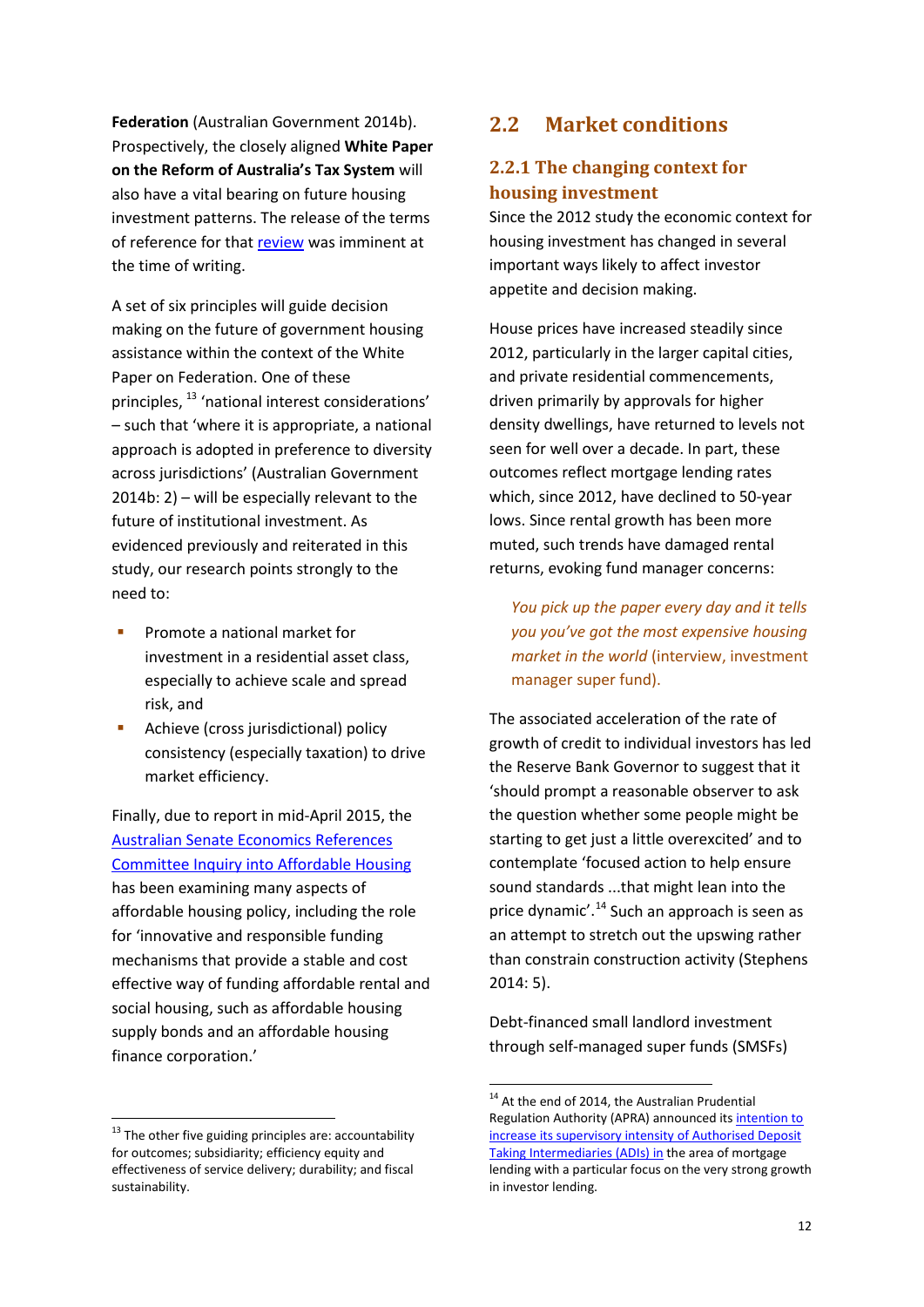**Federation** (Australian Government 2014b). Prospectively, the closely aligned **White Paper on the Reform of Australia's Tax System** will also have a vital bearing on future housing investment patterns. The release of the terms of reference for that review was imminent at the time of writing.

A set of six principles will guide decision making on the future of government housing assistance within the context of the White Paper on Federation. One of these principles,[13] 'national interest considerations' – such that 'where it is appropriate, a national approach is adopted in preference to diversity across jurisdictions' (Australian Government 2014b: 2) – will be especially relevant to the future of institutional investment. As evidenced previously and reiterated in this study, our research points strongly to the need to:

- Promote a national market for investment in a residential asset class, especially to achieve scale and spread risk, and
- Achieve (cross jurisdictional) policy consistency (especially taxation) to drive market efficiency.

Finally, due to report in mid-April 2015, the Australian Senate Economics References Committee Inquiry into Affordable Housing has been examining many aspects of affordable housing policy, including the role for 'innovative and responsible funding mechanisms that provide a stable and cost effective way of funding affordable rental and social housing, such as affordable housing supply bonds and an affordable housing finance corporation.'

## 2.2 Market conditions

### 2.2.1 The changing context for housing investment

Since the 2012 study the economic context for housing investment has changed in several important ways likely to affect investor appetite and decision making.

House prices have increased steadily since 2012, particularly in the larger capital cities, and private residential commencements, driven primarily by approvals for higher density dwellings, have returned to levels not seen for well over a decade. In part, these outcomes reflect mortgage lending rates which, since 2012, have declined to 50-year lows. Since rental growth has been more muted, such trends have damaged rental returns, evoking fund manager concerns:

> *You pick up the paper every day and it tells you you've got the most expensive housing market in the world* (interview, investment manager super fund).

The associated acceleration of the rate of growth of credit to individual investors has led the Reserve Bank Governor to suggest that it 'should prompt a reasonable observer to ask the question whether some people might be starting to get just a little overexcited' and to contemplate 'focused action to help ensure sound standards ...that might lean into the price dynamic'.[14] Such an approach is seen as an attempt to stretch out the upswing rather than constrain construction activity (Stephens 2014: 5).

Debt-financed small landlord investment through self-managed super funds (SMSFs)

---

[13] The other five guiding principles are: accountability for outcomes; subsidiarity; efficiency equity and effectiveness of service delivery; durability; and fiscal sustainability.

[14] At the end of 2014, the Australian Prudential Regulation Authority (APRA) announced its intention to increase its supervisory intensity of Authorised Deposit Taking Intermediaries (ADIs) in the area of mortgage lending with a particular focus on the very strong growth in investor lending.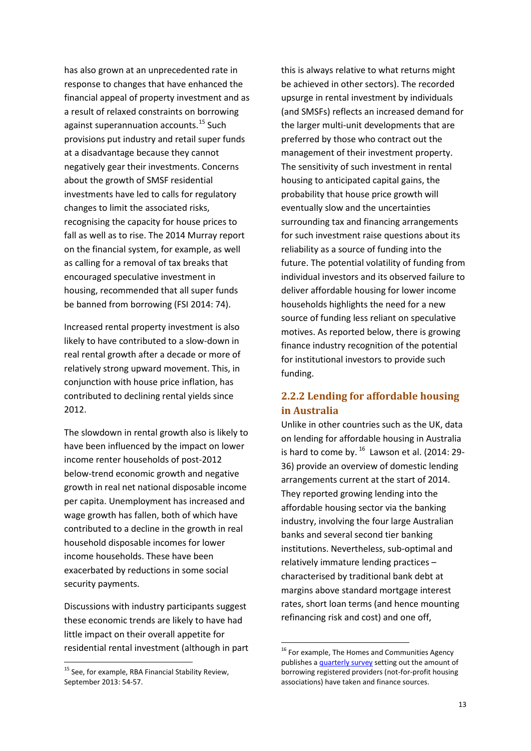has also grown at an unprecedented rate in response to changes that have enhanced the financial appeal of property investment and as a result of relaxed constraints on borrowing against superannuation accounts.[15] Such provisions put industry and retail super funds at a disadvantage because they cannot negatively gear their investments. Concerns about the growth of SMSF residential investments have led to calls for regulatory changes to limit the associated risks, recognising the capacity for house prices to fall as well as to rise. The 2014 Murray report on the financial system, for example, as well as calling for a removal of tax breaks that encouraged speculative investment in housing, recommended that all super funds be banned from borrowing (FSI 2014: 74).

Increased rental property investment is also likely to have contributed to a slow-down in real rental growth after a decade or more of relatively strong upward movement. This, in conjunction with house price inflation, has contributed to declining rental yields since 2012.

The slowdown in rental growth also is likely to have been influenced by the impact on lower income renter households of post-2012 below-trend economic growth and negative growth in real net national disposable income per capita. Unemployment has increased and wage growth has fallen, both of which have contributed to a decline in the growth in real household disposable incomes for lower income households. These have been exacerbated by reductions in some social security payments.

Discussions with industry participants suggest these economic trends are likely to have had little impact on their overall appetite for residential rental investment (although in part this is always relative to what returns might be achieved in other sectors). The recorded upsurge in rental investment by individuals (and SMSFs) reflects an increased demand for the larger multi-unit developments that are preferred by those who contract out the management of their investment property. The sensitivity of such investment in rental housing to anticipated capital gains, the probability that house price growth will eventually slow and the uncertainties surrounding tax and financing arrangements for such investment raise questions about its reliability as a source of funding into the future. The potential volatility of funding from individual investors and its observed failure to deliver affordable housing for lower income households highlights the need for a new source of funding less reliant on speculative motives. As reported below, there is growing finance industry recognition of the potential for institutional investors to provide such funding.

### 2.2.2 Lending for affordable housing in Australia

Unlike in other countries such as the UK, data on lending for affordable housing in Australia is hard to come by.[16] Lawson et al. (2014: 29-36) provide an overview of domestic lending arrangements current at the start of 2014. They reported growing lending into the affordable housing sector via the banking industry, involving the four large Australian banks and several second tier banking institutions. Nevertheless, sub-optimal and relatively immature lending practices – characterised by traditional bank debt at margins above standard mortgage interest rates, short loan terms (and hence mounting refinancing risk and cost) and one off,

---

[15] See, for example, RBA Financial Stability Review, September 2013: 54-57.

[16] For example, The Homes and Communities Agency publishes a quarterly survey setting out the amount of borrowing registered providers (not-for-profit housing associations) have taken and finance sources.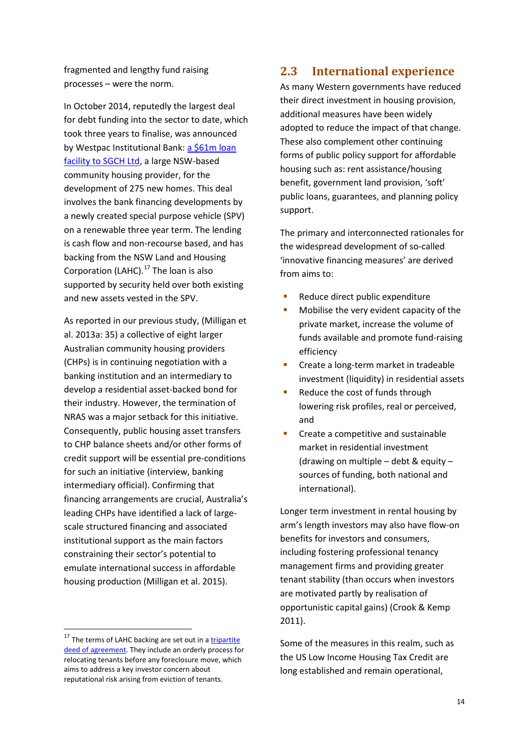fragmented and lengthy fund raising processes – were the norm.

In October 2014, reputedly the largest deal for debt funding into the sector to date, which took three years to finalise, was announced by Westpac Institutional Bank: a $61m loan facility to SGCH Ltd, a large NSW-based community housing provider, for the development of 275 new homes. This deal involves the bank financing developments by a newly created special purpose vehicle (SPV) on a renewable three year term. The lending is cash flow and non-recourse based, and has backing from the NSW Land and Housing Corporation (LAHC).[17] The loan is also supported by security held over both existing and new assets vested in the SPV.

As reported in our previous study, (Milligan et al. 2013a: 35) a collective of eight larger Australian community housing providers (CHPs) is in continuing negotiation with a banking institution and an intermediary to develop a residential asset-backed bond for their industry. However, the termination of NRAS was a major setback for this initiative. Consequently, public housing asset transfers to CHP balance sheets and/or other forms of credit support will be essential pre-conditions for such an initiative (interview, banking intermediary official). Confirming that financing arrangements are crucial, Australia's leading CHPs have identified a lack of large-scale structured financing and associated institutional support as the main factors constraining their sector's potential to emulate international success in affordable housing production (Milligan et al. 2015).

[17] The terms of LAHC backing are set out in a tripartite deed of agreement. They include an orderly process for relocating tenants before any foreclosure move, which aims to address a key investor concern about reputational risk arising from eviction of tenants.

## 2.3 International experience

As many Western governments have reduced their direct investment in housing provision, additional measures have been widely adopted to reduce the impact of that change. These also complement other continuing forms of public policy support for affordable housing such as: rent assistance/housing benefit, government land provision, 'soft' public loans, guarantees, and planning policy support.

The primary and interconnected rationales for the widespread development of so-called 'innovative financing measures' are derived from aims to:

- Reduce direct public expenditure
- Mobilise the very evident capacity of the private market, increase the volume of funds available and promote fund-raising efficiency
- Create a long-term market in tradeable investment (liquidity) in residential assets
- Reduce the cost of funds through lowering risk profiles, real or perceived, and
- Create a competitive and sustainable market in residential investment (drawing on multiple – debt & equity – sources of funding, both national and international).

Longer term investment in rental housing by arm's length investors may also have flow-on benefits for investors and consumers, including fostering professional tenancy management firms and providing greater tenant stability (than occurs when investors are motivated partly by realisation of opportunistic capital gains) (Crook & Kemp 2011).

Some of the measures in this realm, such as the US Low Income Housing Tax Credit are long established and remain operational,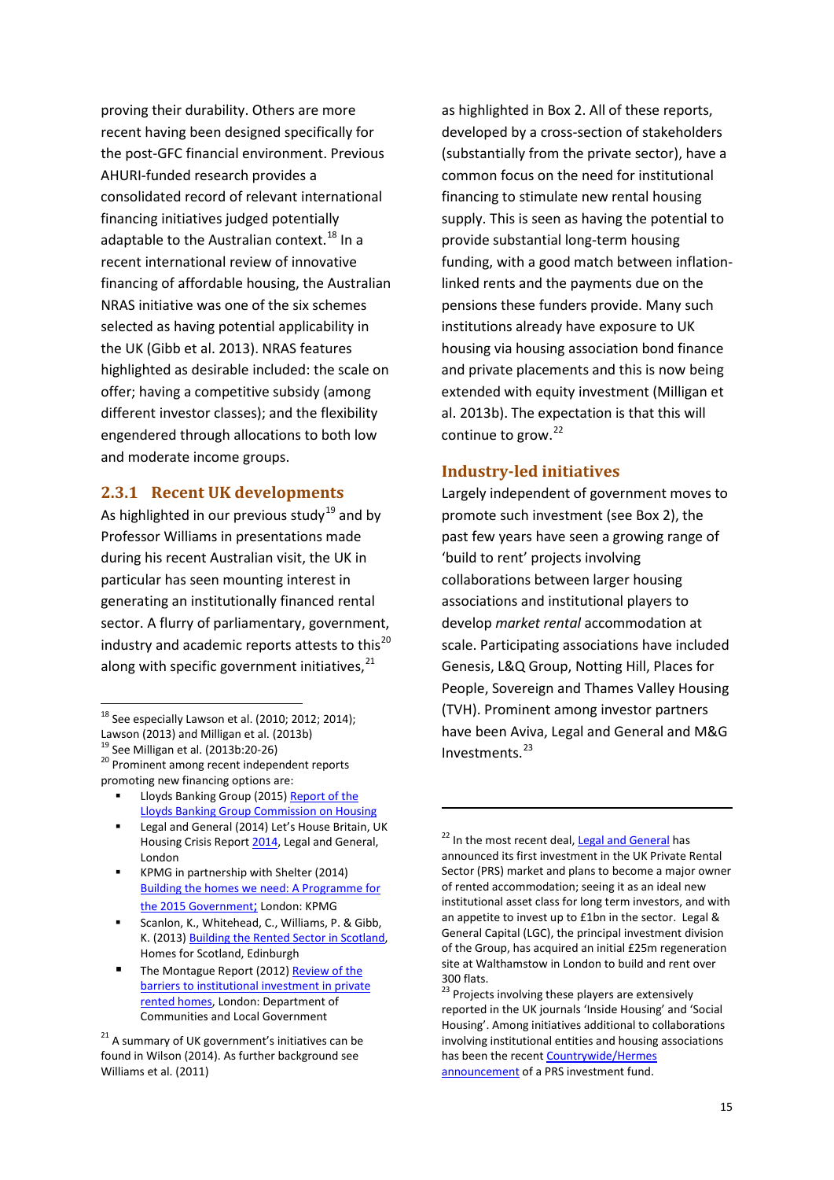proving their durability. Others are more recent having been designed specifically for the post-GFC financial environment. Previous AHURI-funded research provides a consolidated record of relevant international financing initiatives judged potentially adaptable to the Australian context.[18] In a recent international review of innovative financing of affordable housing, the Australian NRAS initiative was one of the six schemes selected as having potential applicability in the UK (Gibb et al. 2013). NRAS features highlighted as desirable included: the scale on offer; having a competitive subsidy (among different investor classes); and the flexibility engendered through allocations to both low and moderate income groups.

### 2.3.1 Recent UK developments

As highlighted in our previous study[19] and by Professor Williams in presentations made during his recent Australian visit, the UK in particular has seen mounting interest in generating an institutionally financed rental sector. A flurry of parliamentary, government, industry and academic reports attests to this[20] along with specific government initiatives,[21] as highlighted in Box 2. All of these reports, developed by a cross-section of stakeholders (substantially from the private sector), have a common focus on the need for institutional financing to stimulate new rental housing supply. This is seen as having the potential to provide substantial long-term housing funding, with a good match between inflation-linked rents and the payments due on the pensions these funders provide. Many such institutions already have exposure to UK housing via housing association bond finance and private placements and this is now being extended with equity investment (Milligan et al. 2013b). The expectation is that this will continue to grow.[22]

#### Industry-led initiatives

Largely independent of government moves to promote such investment (see Box 2), the past few years have seen a growing range of 'build to rent' projects involving collaborations between larger housing associations and institutional players to develop *market rental* accommodation at scale. Participating associations have included Genesis, L&Q Group, Notting Hill, Places for People, Sovereign and Thames Valley Housing (TVH). Prominent among investor partners have been Aviva, Legal and General and M&G Investments.[23]

---

[18] See especially Lawson et al. (2010; 2012; 2014); Lawson (2013) and Milligan et al. (2013b)

[19] See Milligan et al. (2013b:20-26)

[20] Prominent among recent independent reports promoting new financing options are:

- Lloyds Banking Group (2015) Report of the Lloyds Banking Group Commission on Housing
- Legal and General (2014) Let's House Britain, UK Housing Crisis Report 2014, Legal and General, London
- KPMG in partnership with Shelter (2014) Building the homes we need: A Programme for the 2015 Government; London: KPMG
- Scanlon, K., Whitehead, C., Williams, P. & Gibb, K. (2013) Building the Rented Sector in Scotland, Homes for Scotland, Edinburgh
- The Montague Report (2012) Review of the barriers to institutional investment in private rented homes, London: Department of Communities and Local Government

[21] A summary of UK government's initiatives can be found in Wilson (2014). As further background see Williams et al. (2011)

[22] In the most recent deal, Legal and General has announced its first investment in the UK Private Rental Sector (PRS) market and plans to become a major owner of rented accommodation; seeing it as an ideal new institutional asset class for long term investors, and with an appetite to invest up to £1bn in the sector. Legal & General Capital (LGC), the principal investment division of the Group, has acquired an initial £25m regeneration site at Walthamstow in London to build and rent over 300 flats.

[23] Projects involving these players are extensively reported in the UK journals 'Inside Housing' and 'Social Housing'. Among initiatives additional to collaborations involving institutional entities and housing associations has been the recent Countrywide/Hermes announcement of a PRS investment fund.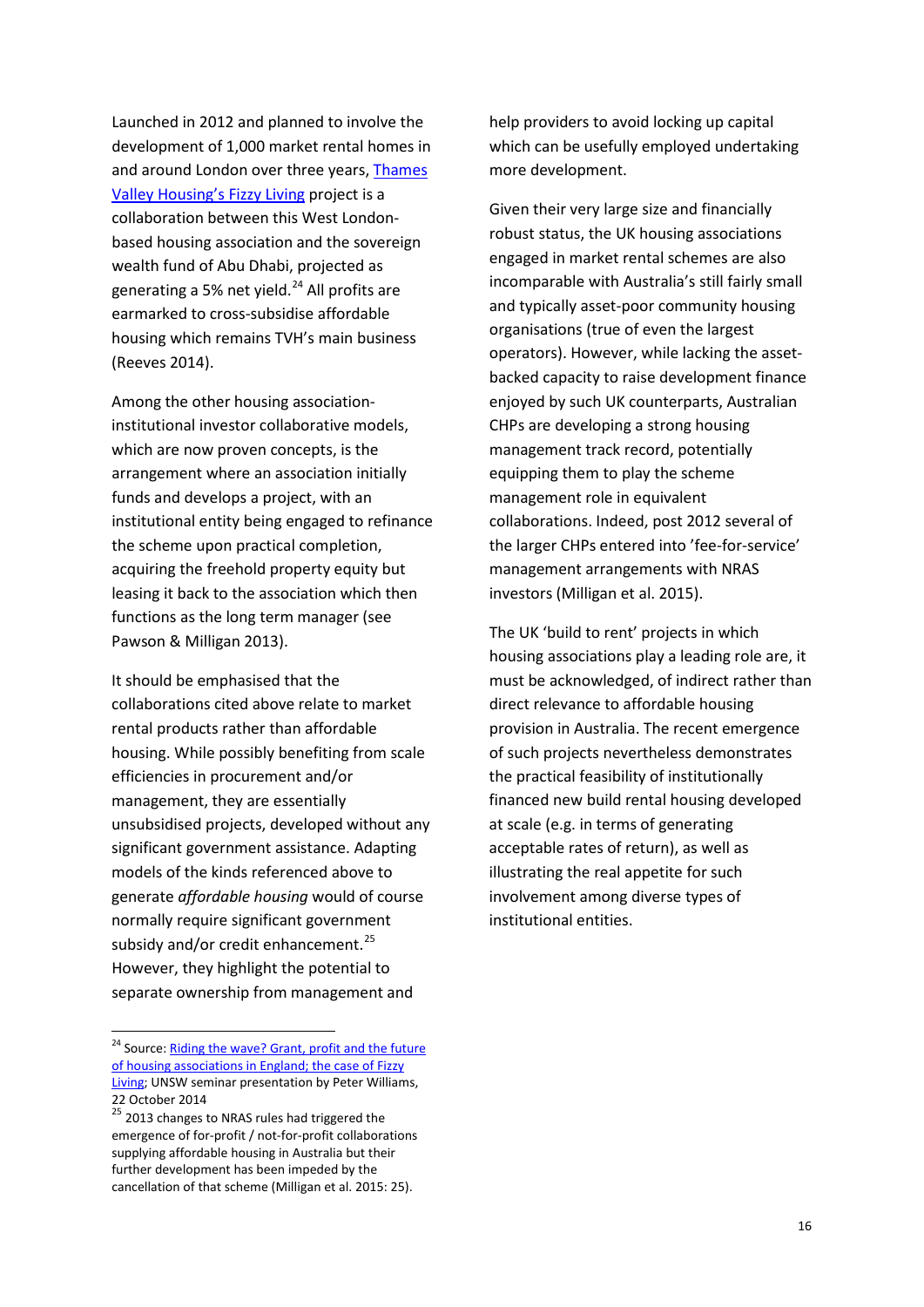Launched in 2012 and planned to involve the development of 1,000 market rental homes in and around London over three years, Thames Valley Housing's Fizzy Living project is a collaboration between this West London-based housing association and the sovereign wealth fund of Abu Dhabi, projected as generating a 5% net yield.[24] All profits are earmarked to cross-subsidise affordable housing which remains TVH's main business (Reeves 2014).

Among the other housing association-institutional investor collaborative models, which are now proven concepts, is the arrangement where an association initially funds and develops a project, with an institutional entity being engaged to refinance the scheme upon practical completion, acquiring the freehold property equity but leasing it back to the association which then functions as the long term manager (see Pawson & Milligan 2013).

It should be emphasised that the collaborations cited above relate to market rental products rather than affordable housing. While possibly benefiting from scale efficiencies in procurement and/or management, they are essentially unsubsidised projects, developed without any significant government assistance. Adapting models of the kinds referenced above to generate *affordable housing* would of course normally require significant government subsidy and/or credit enhancement.[25] However, they highlight the potential to separate ownership from management and help providers to avoid locking up capital which can be usefully employed undertaking more development.

Given their very large size and financially robust status, the UK housing associations engaged in market rental schemes are also incomparable with Australia's still fairly small and typically asset-poor community housing organisations (true of even the largest operators). However, while lacking the asset-backed capacity to raise development finance enjoyed by such UK counterparts, Australian CHPs are developing a strong housing management track record, potentially equipping them to play the scheme management role in equivalent collaborations. Indeed, post 2012 several of the larger CHPs entered into 'fee-for-service' management arrangements with NRAS investors (Milligan et al. 2015).

The UK 'build to rent' projects in which housing associations play a leading role are, it must be acknowledged, of indirect rather than direct relevance to affordable housing provision in Australia. The recent emergence of such projects nevertheless demonstrates the practical feasibility of institutionally financed new build rental housing developed at scale (e.g. in terms of generating acceptable rates of return), as well as illustrating the real appetite for such involvement among diverse types of institutional entities.

---

[24] Source: Riding the wave? Grant, profit and the future of housing associations in England; the case of Fizzy Living; UNSW seminar presentation by Peter Williams, 22 October 2014

[25] 2013 changes to NRAS rules had triggered the emergence of for-profit / not-for-profit collaborations supplying affordable housing in Australia but their further development has been impeded by the cancellation of that scheme (Milligan et al. 2015: 25).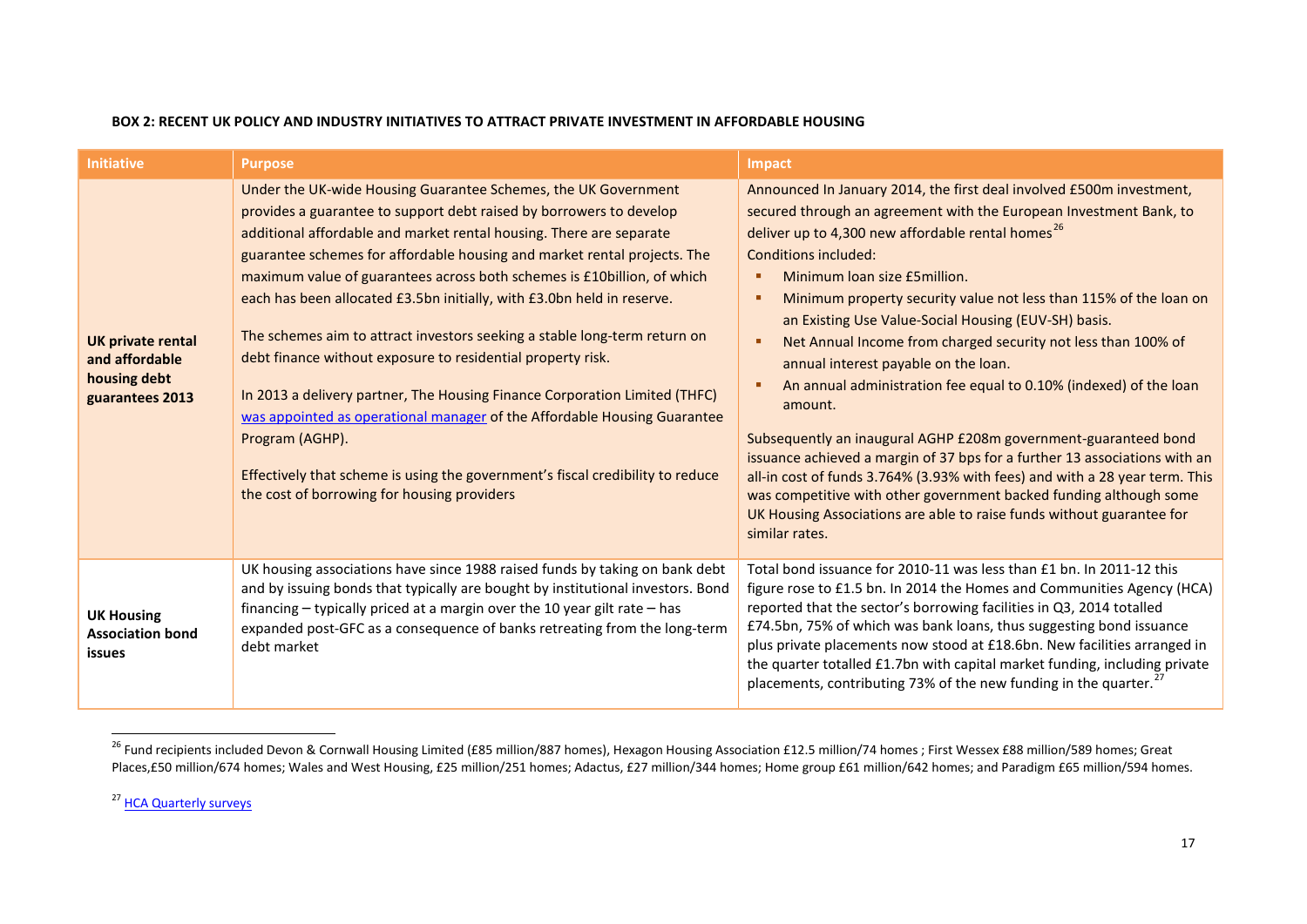**BOX 2: RECENT UK POLICY AND INDUSTRY INITIATIVES TO ATTRACT PRIVATE INVESTMENT IN AFFORDABLE HOUSING**

| Initiative | Purpose | Impact |
| --- | --- | --- |
| **UK private rental and affordable housing debt guarantees 2013** | Under the UK-wide Housing Guarantee Schemes, the UK Government provides a guarantee to support debt raised by borrowers to develop additional affordable and market rental housing. There are separate guarantee schemes for affordable housing and market rental projects. The maximum value of guarantees across both schemes is £10billion, of which each has been allocated £3.5bn initially, with £3.0bn held in reserve.<br><br>The schemes aim to attract investors seeking a stable long-term return on debt finance without exposure to residential property risk.<br><br>In 2013 a delivery partner, The Housing Finance Corporation Limited (THFC) was appointed as operational manager of the Affordable Housing Guarantee Program (AGHP).<br><br>Effectively that scheme is using the government's fiscal credibility to reduce the cost of borrowing for housing providers | Announced In January 2014, the first deal involved £500m investment, secured through an agreement with the European Investment Bank, to deliver up to 4,300 new affordable rental homes[26]<br>Conditions included:<br>▪ Minimum loan size £5million.<br>▪ Minimum property security value not less than 115% of the loan on an Existing Use Value-Social Housing (EUV-SH) basis.<br>▪ Net Annual Income from charged security not less than 100% of annual interest payable on the loan.<br>▪ An annual administration fee equal to 0.10% (indexed) of the loan amount.<br><br>Subsequently an inaugural AGHP £208m government-guaranteed bond issuance achieved a margin of 37 bps for a further 13 associations with an all-in cost of funds 3.764% (3.93% with fees) and with a 28 year term. This was competitive with other government backed funding although some UK Housing Associations are able to raise funds without guarantee for similar rates. |
| **UK Housing Association bond issues** | UK housing associations have since 1988 raised funds by taking on bank debt and by issuing bonds that typically are bought by institutional investors. Bond financing – typically priced at a margin over the 10 year gilt rate – has expanded post-GFC as a consequence of banks retreating from the long-term debt market | Total bond issuance for 2010-11 was less than £1 bn. In 2011-12 this figure rose to £1.5 bn. In 2014 the Homes and Communities Agency (HCA) reported that the sector's borrowing facilities in Q3, 2014 totalled £74.5bn, 75% of which was bank loans, thus suggesting bond issuance plus private placements now stood at £18.6bn. New facilities arranged in the quarter totalled £1.7bn with capital market funding, including private placements, contributing 73% of the new funding in the quarter.[27] |

[26] Fund recipients included Devon & Cornwall Housing Limited (£85 million/887 homes), Hexagon Housing Association £12.5 million/74 homes ; First Wessex £88 million/589 homes; Great Places,£50 million/674 homes; Wales and West Housing, £25 million/251 homes; Adactus, £27 million/344 homes; Home group £61 million/642 homes; and Paradigm £65 million/594 homes.

[27] HCA Quarterly surveys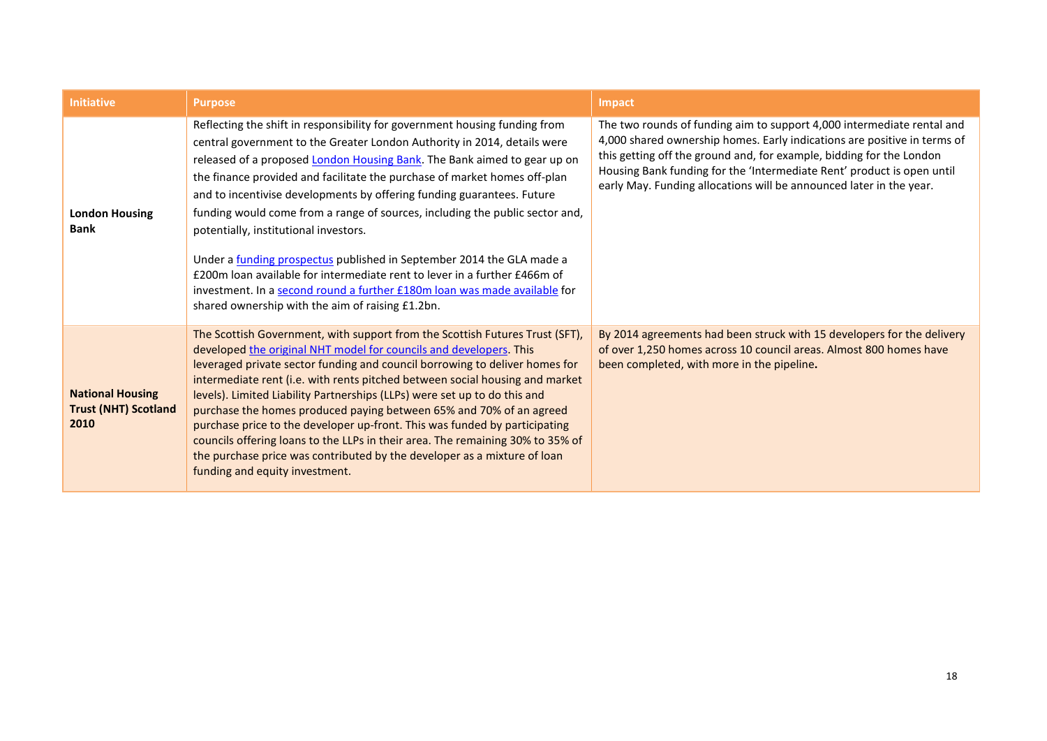| Initiative | Purpose | Impact |
|---|---|---|
| **London Housing Bank** | Reflecting the shift in responsibility for government housing funding from central government to the Greater London Authority in 2014, details were released of a proposed London Housing Bank. The Bank aimed to gear up on the finance provided and facilitate the purchase of market homes off-plan and to incentivise developments by offering funding guarantees. Future funding would come from a range of sources, including the public sector and, potentially, institutional investors.<br><br>Under a funding prospectus published in September 2014 the GLA made a £200m loan available for intermediate rent to lever in a further £466m of investment. In a second round a further £180m loan was made available for shared ownership with the aim of raising £1.2bn. | The two rounds of funding aim to support 4,000 intermediate rental and 4,000 shared ownership homes. Early indications are positive in terms of this getting off the ground and, for example, bidding for the London Housing Bank funding for the 'Intermediate Rent' product is open until early May. Funding allocations will be announced later in the year. |
| **National Housing Trust (NHT) Scotland 2010** | The Scottish Government, with support from the Scottish Futures Trust (SFT), developed the original NHT model for councils and developers. This leveraged private sector funding and council borrowing to deliver homes for intermediate rent (i.e. with rents pitched between social housing and market levels). Limited Liability Partnerships (LLPs) were set up to do this and purchase the homes produced paying between 65% and 70% of an agreed purchase price to the developer up-front. This was funded by participating councils offering loans to the LLPs in their area. The remaining 30% to 35% of the purchase price was contributed by the developer as a mixture of loan funding and equity investment. | By 2014 agreements had been struck with 15 developers for the delivery of over 1,250 homes across 10 council areas. Almost 800 homes have been completed, with more in the pipeline. |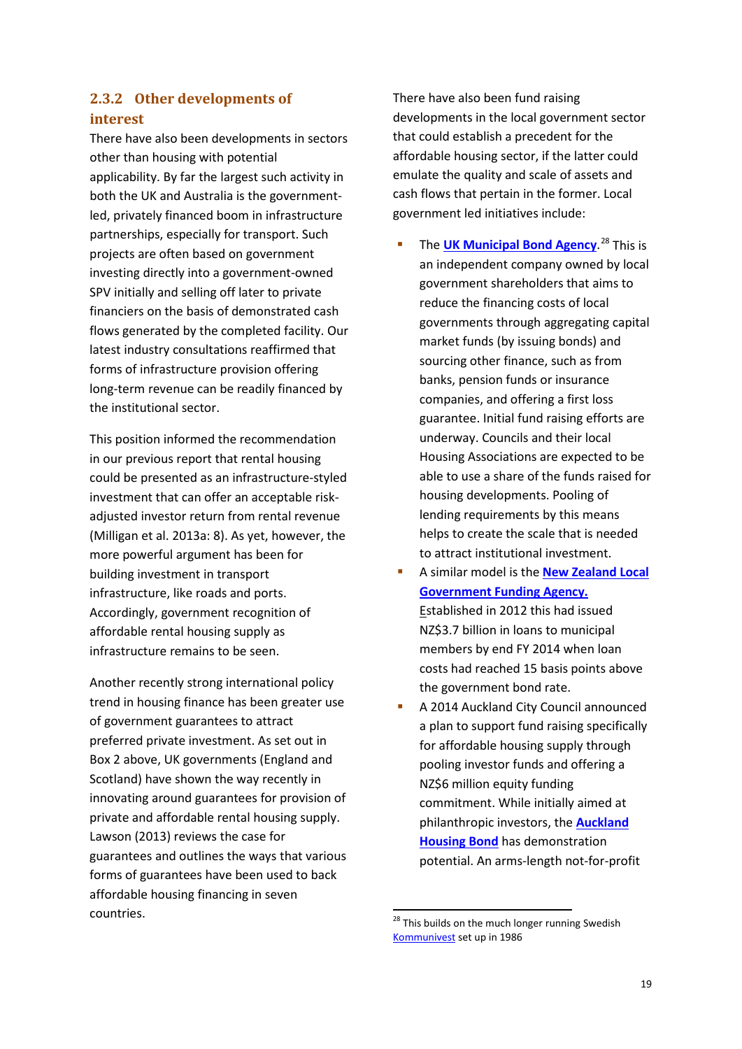### 2.3.2 Other developments of interest

There have also been developments in sectors other than housing with potential applicability. By far the largest such activity in both the UK and Australia is the government-led, privately financed boom in infrastructure partnerships, especially for transport. Such projects are often based on government investing directly into a government-owned SPV initially and selling off later to private financiers on the basis of demonstrated cash flows generated by the completed facility. Our latest industry consultations reaffirmed that forms of infrastructure provision offering long-term revenue can be readily financed by the institutional sector.

This position informed the recommendation in our previous report that rental housing could be presented as an infrastructure-styled investment that can offer an acceptable risk-adjusted investor return from rental revenue (Milligan et al. 2013a: 8). As yet, however, the more powerful argument has been for building investment in transport infrastructure, like roads and ports. Accordingly, government recognition of affordable rental housing supply as infrastructure remains to be seen.

Another recently strong international policy trend in housing finance has been greater use of government guarantees to attract preferred private investment. As set out in Box 2 above, UK governments (England and Scotland) have shown the way recently in innovating around guarantees for provision of private and affordable rental housing supply. Lawson (2013) reviews the case for guarantees and outlines the ways that various forms of guarantees have been used to back affordable housing financing in seven countries.

There have also been fund raising developments in the local government sector that could establish a precedent for the affordable housing sector, if the latter could emulate the quality and scale of assets and cash flows that pertain in the former. Local government led initiatives include:

- The **UK Municipal Bond Agency**.[28] This is an independent company owned by local government shareholders that aims to reduce the financing costs of local governments through aggregating capital market funds (by issuing bonds) and sourcing other finance, such as from banks, pension funds or insurance companies, and offering a first loss guarantee. Initial fund raising efforts are underway. Councils and their local Housing Associations are expected to be able to use a share of the funds raised for housing developments. Pooling of lending requirements by this means helps to create the scale that is needed to attract institutional investment.
- A similar model is the **New Zealand Local Government Funding Agency.** Established in 2012 this had issued NZ$3.7 billion in loans to municipal members by end FY 2014 when loan costs had reached 15 basis points above the government bond rate.
- A 2014 Auckland City Council announced a plan to support fund raising specifically for affordable housing supply through pooling investor funds and offering a NZ$6 million equity funding commitment. While initially aimed at philanthropic investors, the **Auckland Housing Bond** has demonstration potential. An arms-length not-for-profit

[28] This builds on the much longer running Swedish Kommunivest set up in 1986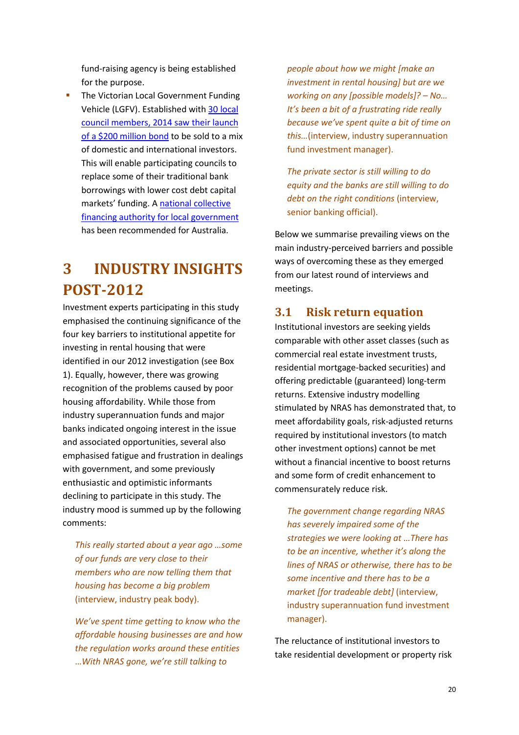fund-raising agency is being established for the purpose.

- The Victorian Local Government Funding Vehicle (LGFV). Established with 30 local council members, 2014 saw their launch of a $200 million bond to be sold to a mix of domestic and international investors. This will enable participating councils to replace some of their traditional bank borrowings with lower cost debt capital markets' funding. A national collective financing authority for local government has been recommended for Australia.

# 3 INDUSTRY INSIGHTS POST-2012

Investment experts participating in this study emphasised the continuing significance of the four key barriers to institutional appetite for investing in rental housing that were identified in our 2012 investigation (see Box 1). Equally, however, there was growing recognition of the problems caused by poor housing affordability. While those from industry superannuation funds and major banks indicated ongoing interest in the issue and associated opportunities, several also emphasised fatigue and frustration in dealings with government, and some previously enthusiastic and optimistic informants declining to participate in this study. The industry mood is summed up by the following comments:

> *This really started about a year ago …some of our funds are very close to their members who are now telling them that housing has become a big problem* (interview, industry peak body).

> *We've spent time getting to know who the affordable housing businesses are and how the regulation works around these entities …With NRAS gone, we're still talking to people about how we might [make an investment in rental housing] but are we working on any [possible models]? – No… It's been a bit of a frustrating ride really because we've spent quite a bit of time on this…*(interview, industry superannuation fund investment manager).

> *The private sector is still willing to do equity and the banks are still willing to do debt on the right conditions* (interview, senior banking official).

Below we summarise prevailing views on the main industry-perceived barriers and possible ways of overcoming these as they emerged from our latest round of interviews and meetings.

## 3.1 Risk return equation

Institutional investors are seeking yields comparable with other asset classes (such as commercial real estate investment trusts, residential mortgage-backed securities) and offering predictable (guaranteed) long-term returns. Extensive industry modelling stimulated by NRAS has demonstrated that, to meet affordability goals, risk-adjusted returns required by institutional investors (to match other investment options) cannot be met without a financial incentive to boost returns and some form of credit enhancement to commensurately reduce risk.

> *The government change regarding NRAS has severely impaired some of the strategies we were looking at …There has to be an incentive, whether it's along the lines of NRAS or otherwise, there has to be some incentive and there has to be a market [for tradeable debt]* (interview, industry superannuation fund investment manager).

The reluctance of institutional investors to take residential development or property risk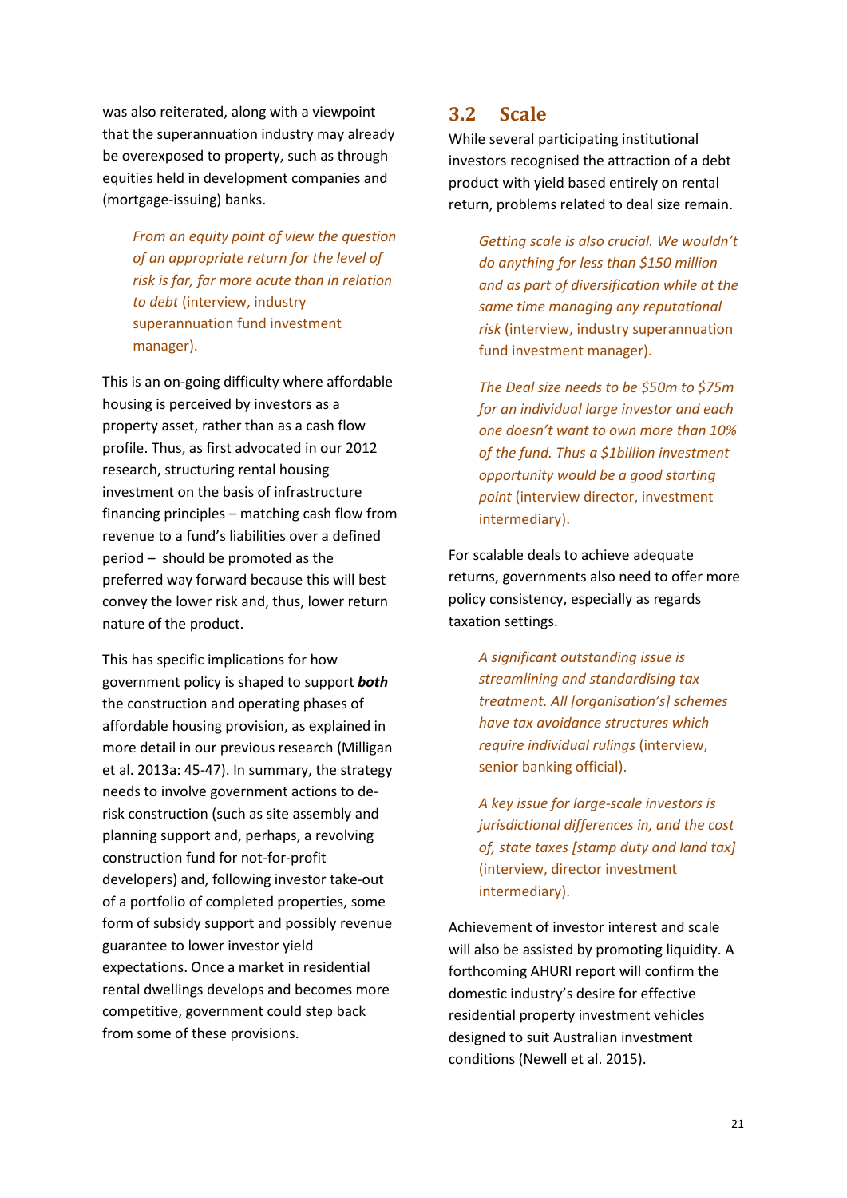was also reiterated, along with a viewpoint that the superannuation industry may already be overexposed to property, such as through equities held in development companies and (mortgage-issuing) banks.

> *From an equity point of view the question of an appropriate return for the level of risk is far, far more acute than in relation to debt* (interview, industry superannuation fund investment manager).

This is an on-going difficulty where affordable housing is perceived by investors as a property asset, rather than as a cash flow profile. Thus, as first advocated in our 2012 research, structuring rental housing investment on the basis of infrastructure financing principles – matching cash flow from revenue to a fund's liabilities over a defined period – should be promoted as the preferred way forward because this will best convey the lower risk and, thus, lower return nature of the product.

This has specific implications for how government policy is shaped to support ***both*** the construction and operating phases of affordable housing provision, as explained in more detail in our previous research (Milligan et al. 2013a: 45-47). In summary, the strategy needs to involve government actions to de-risk construction (such as site assembly and planning support and, perhaps, a revolving construction fund for not-for-profit developers) and, following investor take-out of a portfolio of completed properties, some form of subsidy support and possibly revenue guarantee to lower investor yield expectations. Once a market in residential rental dwellings develops and becomes more competitive, government could step back from some of these provisions.

## 3.2 Scale

While several participating institutional investors recognised the attraction of a debt product with yield based entirely on rental return, problems related to deal size remain.

> *Getting scale is also crucial. We wouldn't do anything for less than $150 million and as part of diversification while at the same time managing any reputational risk* (interview, industry superannuation fund investment manager).

> *The Deal size needs to be $50m to $75m for an individual large investor and each one doesn't want to own more than 10% of the fund. Thus a $1billion investment opportunity would be a good starting point* (interview director, investment intermediary).

For scalable deals to achieve adequate returns, governments also need to offer more policy consistency, especially as regards taxation settings.

> *A significant outstanding issue is streamlining and standardising tax treatment. All [organisation's] schemes have tax avoidance structures which require individual rulings* (interview, senior banking official).

> *A key issue for large-scale investors is jurisdictional differences in, and the cost of, state taxes [stamp duty and land tax]* (interview, director investment intermediary).

Achievement of investor interest and scale will also be assisted by promoting liquidity. A forthcoming AHURI report will confirm the domestic industry's desire for effective residential property investment vehicles designed to suit Australian investment conditions (Newell et al. 2015).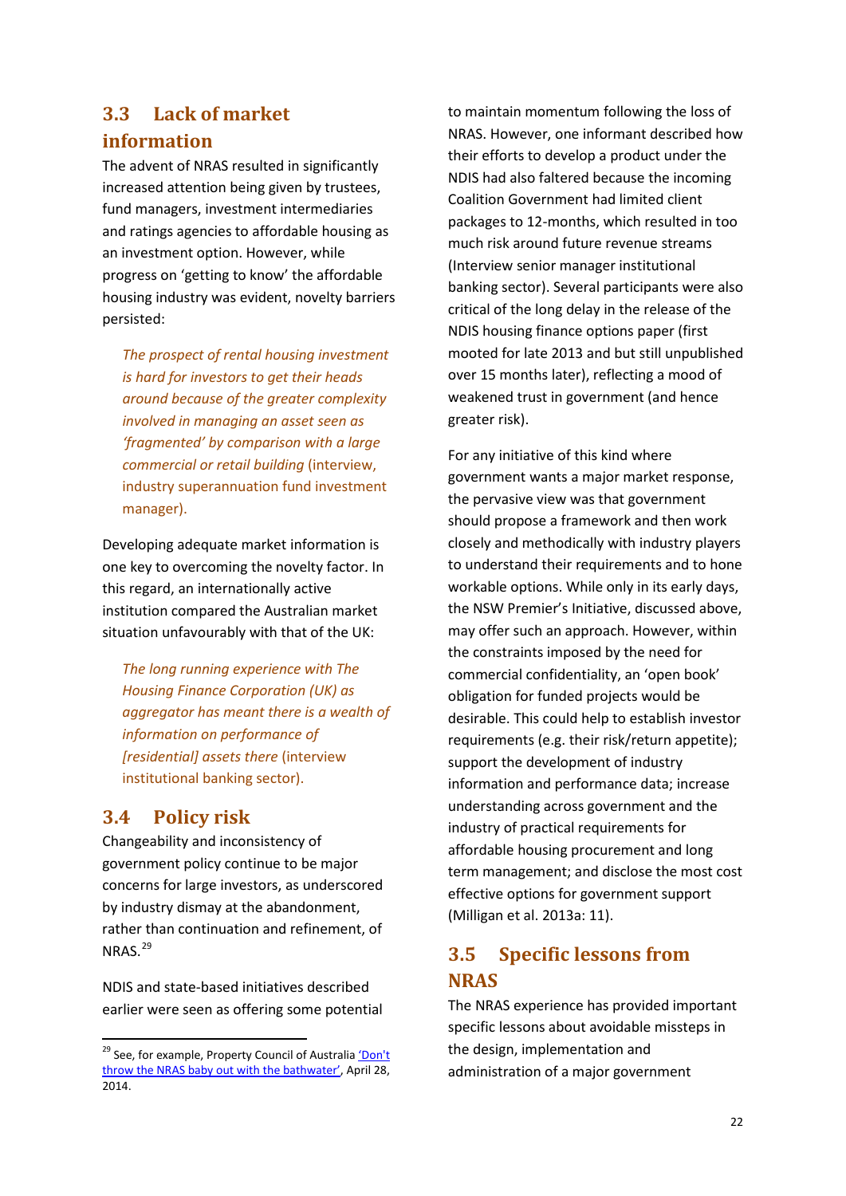## 3.3 Lack of market information

The advent of NRAS resulted in significantly increased attention being given by trustees, fund managers, investment intermediaries and ratings agencies to affordable housing as an investment option. However, while progress on 'getting to know' the affordable housing industry was evident, novelty barriers persisted:

> *The prospect of rental housing investment is hard for investors to get their heads around because of the greater complexity involved in managing an asset seen as 'fragmented' by comparison with a large commercial or retail building* (interview, industry superannuation fund investment manager).

Developing adequate market information is one key to overcoming the novelty factor. In this regard, an internationally active institution compared the Australian market situation unfavourably with that of the UK:

> *The long running experience with The Housing Finance Corporation (UK) as aggregator has meant there is a wealth of information on performance of [residential] assets there* (interview institutional banking sector).

## 3.4 Policy risk

Changeability and inconsistency of government policy continue to be major concerns for large investors, as underscored by industry dismay at the abandonment, rather than continuation and refinement, of NRAS.[29]

NDIS and state-based initiatives described earlier were seen as offering some potential to maintain momentum following the loss of NRAS. However, one informant described how their efforts to develop a product under the NDIS had also faltered because the incoming Coalition Government had limited client packages to 12-months, which resulted in too much risk around future revenue streams (Interview senior manager institutional banking sector). Several participants were also critical of the long delay in the release of the NDIS housing finance options paper (first mooted for late 2013 and but still unpublished over 15 months later), reflecting a mood of weakened trust in government (and hence greater risk).

For any initiative of this kind where government wants a major market response, the pervasive view was that government should propose a framework and then work closely and methodically with industry players to understand their requirements and to hone workable options. While only in its early days, the NSW Premier's Initiative, discussed above, may offer such an approach. However, within the constraints imposed by the need for commercial confidentiality, an 'open book' obligation for funded projects would be desirable. This could help to establish investor requirements (e.g. their risk/return appetite); support the development of industry information and performance data; increase understanding across government and the industry of practical requirements for affordable housing procurement and long term management; and disclose the most cost effective options for government support (Milligan et al. 2013a: 11).

## 3.5 Specific lessons from NRAS

The NRAS experience has provided important specific lessons about avoidable missteps in the design, implementation and administration of a major government

---

[29] See, for example, Property Council of Australia 'Don't throw the NRAS baby out with the bathwater', April 28, 2014.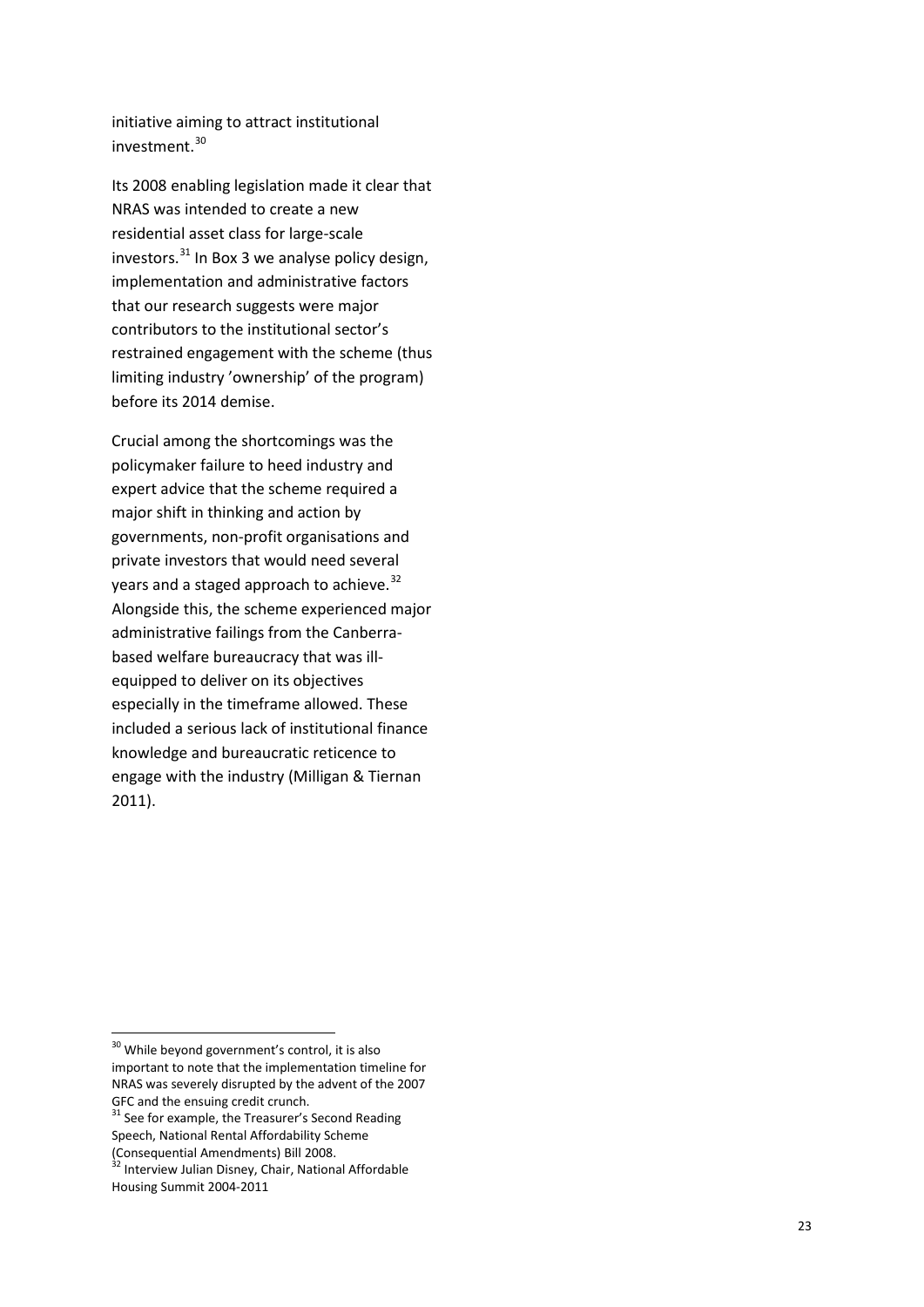initiative aiming to attract institutional investment.[30]

Its 2008 enabling legislation made it clear that NRAS was intended to create a new residential asset class for large-scale investors.[31] In Box 3 we analyse policy design, implementation and administrative factors that our research suggests were major contributors to the institutional sector's restrained engagement with the scheme (thus limiting industry 'ownership' of the program) before its 2014 demise.

Crucial among the shortcomings was the policymaker failure to heed industry and expert advice that the scheme required a major shift in thinking and action by governments, non-profit organisations and private investors that would need several years and a staged approach to achieve.[32] Alongside this, the scheme experienced major administrative failings from the Canberra-based welfare bureaucracy that was ill-equipped to deliver on its objectives especially in the timeframe allowed. These included a serious lack of institutional finance knowledge and bureaucratic reticence to engage with the industry (Milligan & Tiernan 2011).

---

[30] While beyond government's control, it is also important to note that the implementation timeline for NRAS was severely disrupted by the advent of the 2007 GFC and the ensuing credit crunch.

[31] See for example, the Treasurer's Second Reading Speech, National Rental Affordability Scheme (Consequential Amendments) Bill 2008.

[32] Interview Julian Disney, Chair, National Affordable Housing Summit 2004-2011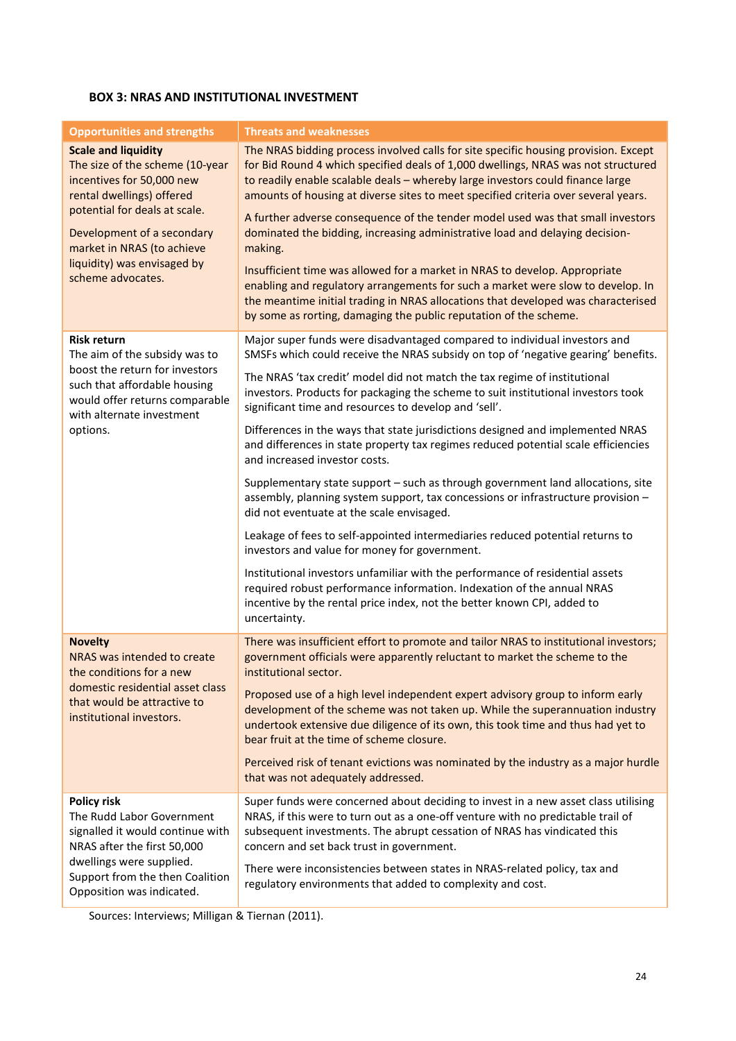**BOX 3: NRAS AND INSTITUTIONAL INVESTMENT**

| Opportunities and strengths | Threats and weaknesses |
|---|---|
| **Scale and liquidity**<br>The size of the scheme (10-year incentives for 50,000 new rental dwellings) offered potential for deals at scale.<br><br>Development of a secondary market in NRAS (to achieve liquidity) was envisaged by scheme advocates. | The NRAS bidding process involved calls for site specific housing provision. Except for Bid Round 4 which specified deals of 1,000 dwellings, NRAS was not structured to readily enable scalable deals – whereby large investors could finance large amounts of housing at diverse sites to meet specified criteria over several years.<br><br>A further adverse consequence of the tender model used was that small investors dominated the bidding, increasing administrative load and delaying decision-making.<br><br>Insufficient time was allowed for a market in NRAS to develop. Appropriate enabling and regulatory arrangements for such a market were slow to develop. In the meantime initial trading in NRAS allocations that developed was characterised by some as rorting, damaging the public reputation of the scheme. |
| **Risk return**<br>The aim of the subsidy was to boost the return for investors such that affordable housing would offer returns comparable with alternate investment options. | Major super funds were disadvantaged compared to individual investors and SMSFs which could receive the NRAS subsidy on top of 'negative gearing' benefits.<br><br>The NRAS 'tax credit' model did not match the tax regime of institutional investors. Products for packaging the scheme to suit institutional investors took significant time and resources to develop and 'sell'.<br><br>Differences in the ways that state jurisdictions designed and implemented NRAS and differences in state property tax regimes reduced potential scale efficiencies and increased investor costs.<br><br>Supplementary state support – such as through government land allocations, site assembly, planning system support, tax concessions or infrastructure provision – did not eventuate at the scale envisaged.<br><br>Leakage of fees to self-appointed intermediaries reduced potential returns to investors and value for money for government.<br><br>Institutional investors unfamiliar with the performance of residential assets required robust performance information. Indexation of the annual NRAS incentive by the rental price index, not the better known CPI, added to uncertainty. |
| **Novelty**<br>NRAS was intended to create the conditions for a new domestic residential asset class that would be attractive to institutional investors. | There was insufficient effort to promote and tailor NRAS to institutional investors; government officials were apparently reluctant to market the scheme to the institutional sector.<br><br>Proposed use of a high level independent expert advisory group to inform early development of the scheme was not taken up. While the superannuation industry undertook extensive due diligence of its own, this took time and thus had yet to bear fruit at the time of scheme closure.<br><br>Perceived risk of tenant evictions was nominated by the industry as a major hurdle that was not adequately addressed. |
| **Policy risk**<br>The Rudd Labor Government signalled it would continue with NRAS after the first 50,000 dwellings were supplied. Support from the then Coalition Opposition was indicated. | Super funds were concerned about deciding to invest in a new asset class utilising NRAS, if this were to turn out as a one-off venture with no predictable trail of subsequent investments. The abrupt cessation of NRAS has vindicated this concern and set back trust in government.<br><br>There were inconsistencies between states in NRAS-related policy, tax and regulatory environments that added to complexity and cost. |

Sources: Interviews; Milligan & Tiernan (2011).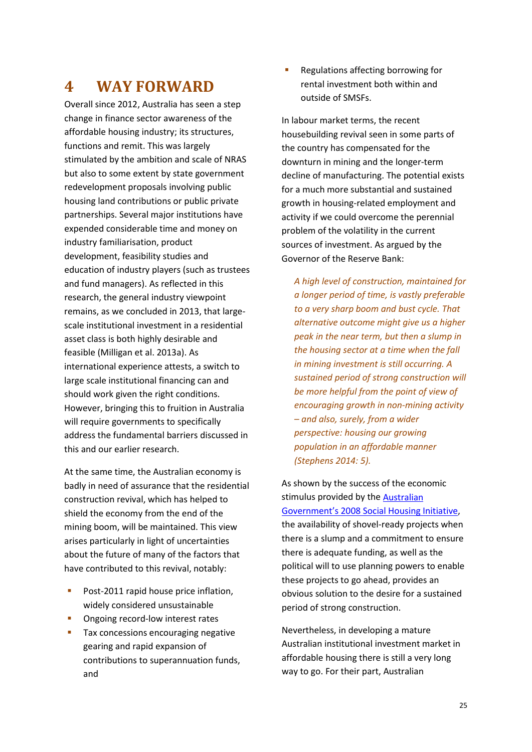# 4 WAY FORWARD

Overall since 2012, Australia has seen a step change in finance sector awareness of the affordable housing industry; its structures, functions and remit. This was largely stimulated by the ambition and scale of NRAS but also to some extent by state government redevelopment proposals involving public housing land contributions or public private partnerships. Several major institutions have expended considerable time and money on industry familiarisation, product development, feasibility studies and education of industry players (such as trustees and fund managers). As reflected in this research, the general industry viewpoint remains, as we concluded in 2013, that large-scale institutional investment in a residential asset class is both highly desirable and feasible (Milligan et al. 2013a). As international experience attests, a switch to large scale institutional financing can and should work given the right conditions. However, bringing this to fruition in Australia will require governments to specifically address the fundamental barriers discussed in this and our earlier research.

At the same time, the Australian economy is badly in need of assurance that the residential construction revival, which has helped to shield the economy from the end of the mining boom, will be maintained. This view arises particularly in light of uncertainties about the future of many of the factors that have contributed to this revival, notably:

- Post-2011 rapid house price inflation, widely considered unsustainable
- Ongoing record-low interest rates
- Tax concessions encouraging negative gearing and rapid expansion of contributions to superannuation funds, and
- Regulations affecting borrowing for rental investment both within and outside of SMSFs.

In labour market terms, the recent housebuilding revival seen in some parts of the country has compensated for the downturn in mining and the longer-term decline of manufacturing. The potential exists for a much more substantial and sustained growth in housing-related employment and activity if we could overcome the perennial problem of the volatility in the current sources of investment. As argued by the Governor of the Reserve Bank:

> *A high level of construction, maintained for a longer period of time, is vastly preferable to a very sharp boom and bust cycle. That alternative outcome might give us a higher peak in the near term, but then a slump in the housing sector at a time when the fall in mining investment is still occurring. A sustained period of strong construction will be more helpful from the point of view of encouraging growth in non-mining activity – and also, surely, from a wider perspective: housing our growing population in an affordable manner (Stephens 2014: 5).*

As shown by the success of the economic stimulus provided by the Australian Government's 2008 Social Housing Initiative, the availability of shovel-ready projects when there is a slump and a commitment to ensure there is adequate funding, as well as the political will to use planning powers to enable these projects to go ahead, provides an obvious solution to the desire for a sustained period of strong construction.

Nevertheless, in developing a mature Australian institutional investment market in affordable housing there is still a very long way to go. For their part, Australian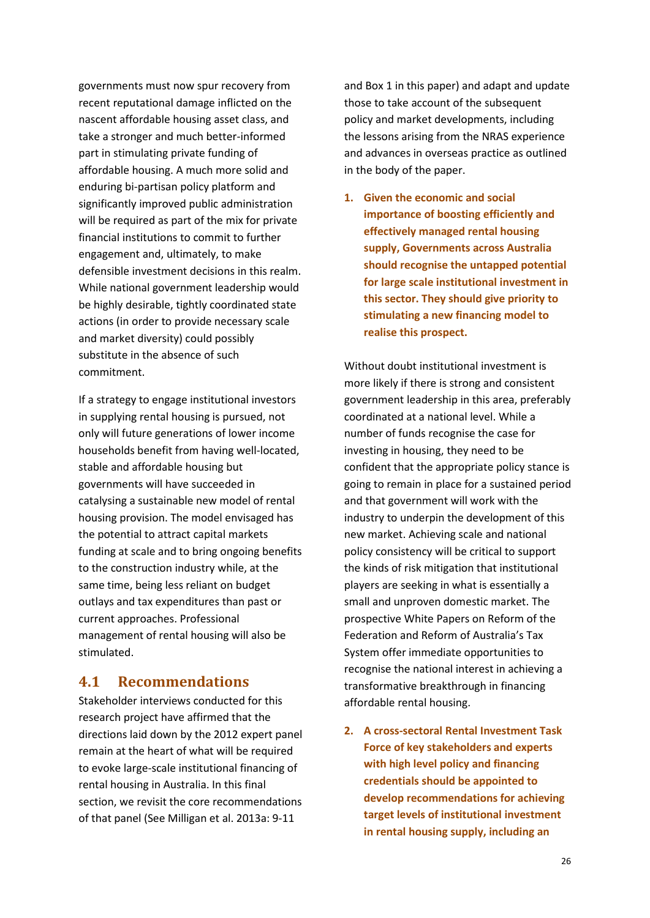governments must now spur recovery from recent reputational damage inflicted on the nascent affordable housing asset class, and take a stronger and much better-informed part in stimulating private funding of affordable housing. A much more solid and enduring bi-partisan policy platform and significantly improved public administration will be required as part of the mix for private financial institutions to commit to further engagement and, ultimately, to make defensible investment decisions in this realm. While national government leadership would be highly desirable, tightly coordinated state actions (in order to provide necessary scale and market diversity) could possibly substitute in the absence of such commitment.

If a strategy to engage institutional investors in supplying rental housing is pursued, not only will future generations of lower income households benefit from having well-located, stable and affordable housing but governments will have succeeded in catalysing a sustainable new model of rental housing provision. The model envisaged has the potential to attract capital markets funding at scale and to bring ongoing benefits to the construction industry while, at the same time, being less reliant on budget outlays and tax expenditures than past or current approaches. Professional management of rental housing will also be stimulated.

## 4.1 Recommendations

Stakeholder interviews conducted for this research project have affirmed that the directions laid down by the 2012 expert panel remain at the heart of what will be required to evoke large-scale institutional financing of rental housing in Australia. In this final section, we revisit the core recommendations of that panel (See Milligan et al. 2013a: 9-11 and Box 1 in this paper) and adapt and update those to take account of the subsequent policy and market developments, including the lessons arising from the NRAS experience and advances in overseas practice as outlined in the body of the paper.

1. **Given the economic and social importance of boosting efficiently and effectively managed rental housing supply, Governments across Australia should recognise the untapped potential for large scale institutional investment in this sector. They should give priority to stimulating a new financing model to realise this prospect.**

Without doubt institutional investment is more likely if there is strong and consistent government leadership in this area, preferably coordinated at a national level. While a number of funds recognise the case for investing in housing, they need to be confident that the appropriate policy stance is going to remain in place for a sustained period and that government will work with the industry to underpin the development of this new market. Achieving scale and national policy consistency will be critical to support the kinds of risk mitigation that institutional players are seeking in what is essentially a small and unproven domestic market. The prospective White Papers on Reform of the Federation and Reform of Australia's Tax System offer immediate opportunities to recognise the national interest in achieving a transformative breakthrough in financing affordable rental housing.

2. **A cross-sectoral Rental Investment Task Force of key stakeholders and experts with high level policy and financing credentials should be appointed to develop recommendations for achieving target levels of institutional investment in rental housing supply, including an**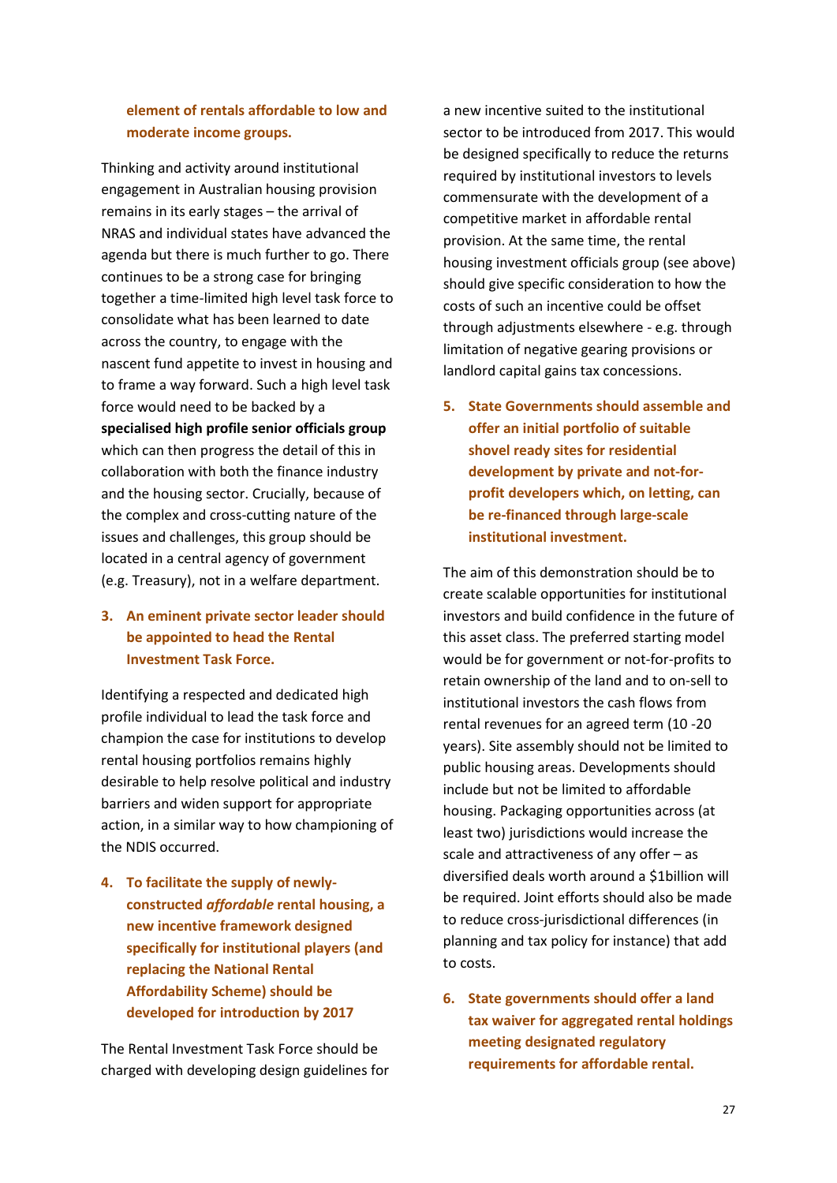**element of rentals affordable to low and moderate income groups.**

Thinking and activity around institutional engagement in Australian housing provision remains in its early stages – the arrival of NRAS and individual states have advanced the agenda but there is much further to go. There continues to be a strong case for bringing together a time-limited high level task force to consolidate what has been learned to date across the country, to engage with the nascent fund appetite to invest in housing and to frame a way forward. Such a high level task force would need to be backed by a **specialised high profile senior officials group** which can then progress the detail of this in collaboration with both the finance industry and the housing sector. Crucially, because of the complex and cross-cutting nature of the issues and challenges, this group should be located in a central agency of government (e.g. Treasury), not in a welfare department.

3. **An eminent private sector leader should be appointed to head the Rental Investment Task Force.**

Identifying a respected and dedicated high profile individual to lead the task force and champion the case for institutions to develop rental housing portfolios remains highly desirable to help resolve political and industry barriers and widen support for appropriate action, in a similar way to how championing of the NDIS occurred.

4. **To facilitate the supply of newly-constructed *affordable* rental housing, a new incentive framework designed specifically for institutional players (and replacing the National Rental Affordability Scheme) should be developed for introduction by 2017**

The Rental Investment Task Force should be charged with developing design guidelines for a new incentive suited to the institutional sector to be introduced from 2017. This would be designed specifically to reduce the returns required by institutional investors to levels commensurate with the development of a competitive market in affordable rental provision. At the same time, the rental housing investment officials group (see above) should give specific consideration to how the costs of such an incentive could be offset through adjustments elsewhere - e.g. through limitation of negative gearing provisions or landlord capital gains tax concessions.

5. **State Governments should assemble and offer an initial portfolio of suitable shovel ready sites for residential development by private and not-for-profit developers which, on letting, can be re-financed through large-scale institutional investment.**

The aim of this demonstration should be to create scalable opportunities for institutional investors and build confidence in the future of this asset class. The preferred starting model would be for government or not-for-profits to retain ownership of the land and to on-sell to institutional investors the cash flows from rental revenues for an agreed term (10 -20 years). Site assembly should not be limited to public housing areas. Developments should include but not be limited to affordable housing. Packaging opportunities across (at least two) jurisdictions would increase the scale and attractiveness of any offer – as diversified deals worth around a $1billion will be required. Joint efforts should also be made to reduce cross-jurisdictional differences (in planning and tax policy for instance) that add to costs.

6. **State governments should offer a land tax waiver for aggregated rental holdings meeting designated regulatory requirements for affordable rental.**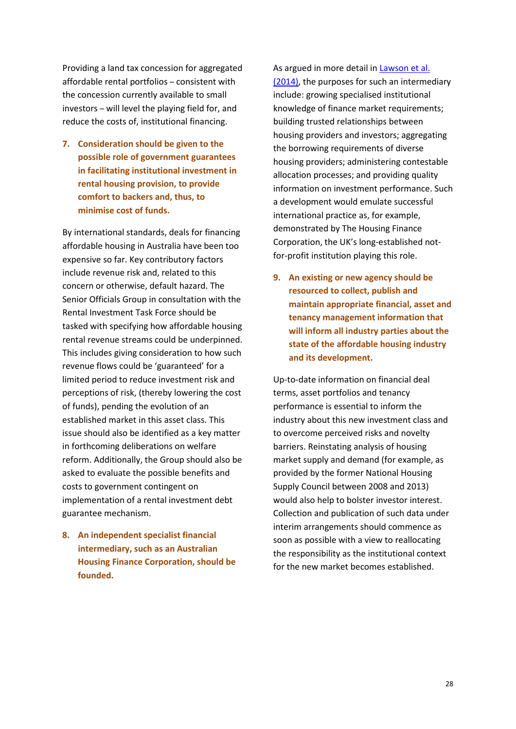Providing a land tax concession for aggregated affordable rental portfolios – consistent with the concession currently available to small investors – will level the playing field for, and reduce the costs of, institutional financing.

7. **Consideration should be given to the possible role of government guarantees in facilitating institutional investment in rental housing provision, to provide comfort to backers and, thus, to minimise cost of funds.**

By international standards, deals for financing affordable housing in Australia have been too expensive so far. Key contributory factors include revenue risk and, related to this concern or otherwise, default hazard. The Senior Officials Group in consultation with the Rental Investment Task Force should be tasked with specifying how affordable housing rental revenue streams could be underpinned. This includes giving consideration to how such revenue flows could be 'guaranteed' for a limited period to reduce investment risk and perceptions of risk, (thereby lowering the cost of funds), pending the evolution of an established market in this asset class. This issue should also be identified as a key matter in forthcoming deliberations on welfare reform. Additionally, the Group should also be asked to evaluate the possible benefits and costs to government contingent on implementation of a rental investment debt guarantee mechanism.

8. **An independent specialist financial intermediary, such as an Australian Housing Finance Corporation, should be founded.**

As argued in more detail in [Lawson et al. (2014)](), the purposes for such an intermediary include: growing specialised institutional knowledge of finance market requirements; building trusted relationships between housing providers and investors; aggregating the borrowing requirements of diverse housing providers; administering contestable allocation processes; and providing quality information on investment performance. Such a development would emulate successful international practice as, for example, demonstrated by The Housing Finance Corporation, the UK's long-established not-for-profit institution playing this role.

9. **An existing or new agency should be resourced to collect, publish and maintain appropriate financial, asset and tenancy management information that will inform all industry parties about the state of the affordable housing industry and its development.**

Up-to-date information on financial deal terms, asset portfolios and tenancy performance is essential to inform the industry about this new investment class and to overcome perceived risks and novelty barriers. Reinstating analysis of housing market supply and demand (for example, as provided by the former National Housing Supply Council between 2008 and 2013) would also help to bolster investor interest. Collection and publication of such data under interim arrangements should commence as soon as possible with a view to reallocating the responsibility as the institutional context for the new market becomes established.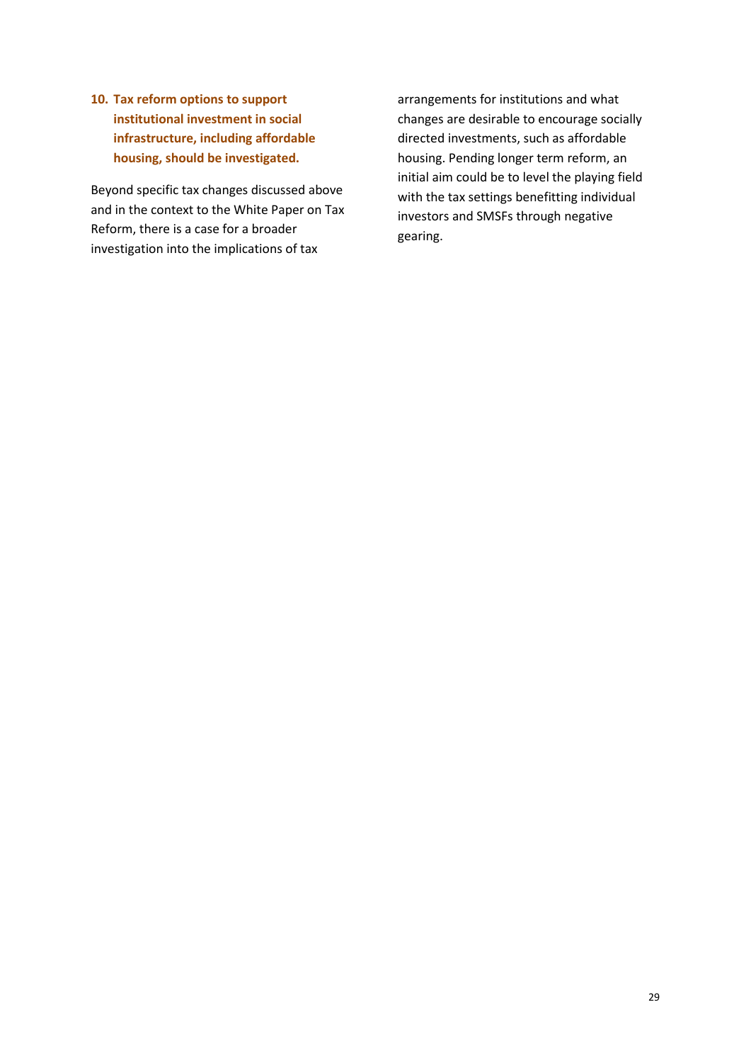**10. Tax reform options to support institutional investment in social infrastructure, including affordable housing, should be investigated.**

Beyond specific tax changes discussed above and in the context to the White Paper on Tax Reform, there is a case for a broader investigation into the implications of tax arrangements for institutions and what changes are desirable to encourage socially directed investments, such as affordable housing. Pending longer term reform, an initial aim could be to level the playing field with the tax settings benefitting individual investors and SMSFs through negative gearing.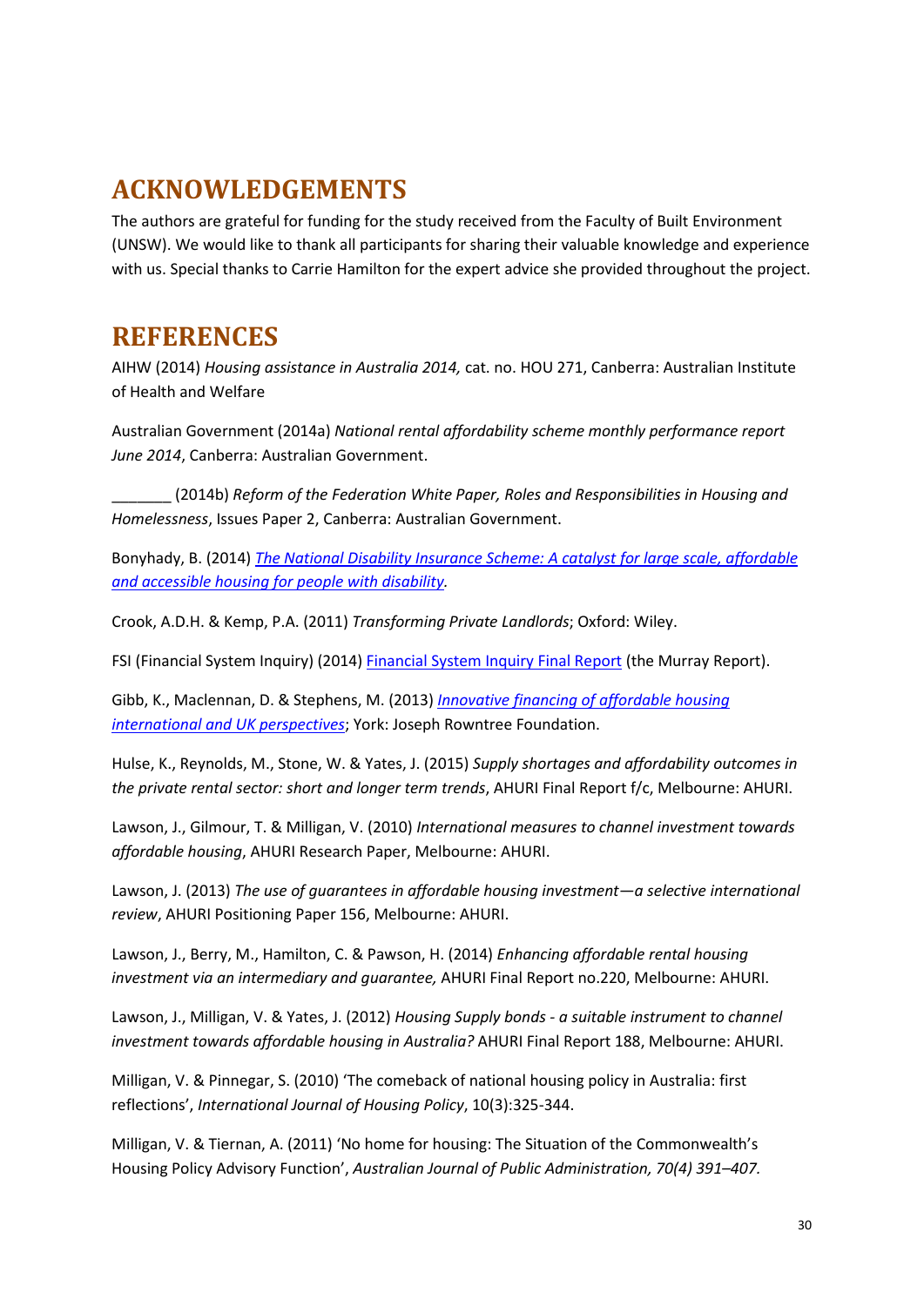# ACKNOWLEDGEMENTS

The authors are grateful for funding for the study received from the Faculty of Built Environment (UNSW). We would like to thank all participants for sharing their valuable knowledge and experience with us. Special thanks to Carrie Hamilton for the expert advice she provided throughout the project.

# REFERENCES

AIHW (2014) *Housing assistance in Australia 2014,* cat. no. HOU 271, Canberra: Australian Institute of Health and Welfare

Australian Government (2014a) *National rental affordability scheme monthly performance report June 2014*, Canberra: Australian Government.

_______ (2014b) *Reform of the Federation White Paper, Roles and Responsibilities in Housing and Homelessness*, Issues Paper 2, Canberra: Australian Government.

Bonyhady, B. (2014) *The National Disability Insurance Scheme: A catalyst for large scale, affordable and accessible housing for people with disability.*

Crook, A.D.H. & Kemp, P.A. (2011) *Transforming Private Landlords*; Oxford: Wiley.

FSI (Financial System Inquiry) (2014) Financial System Inquiry Final Report (the Murray Report).

Gibb, K., Maclennan, D. & Stephens, M. (2013) *Innovative financing of affordable housing international and UK perspectives*; York: Joseph Rowntree Foundation.

Hulse, K., Reynolds, M., Stone, W. & Yates, J. (2015) *Supply shortages and affordability outcomes in the private rental sector: short and longer term trends*, AHURI Final Report f/c, Melbourne: AHURI.

Lawson, J., Gilmour, T. & Milligan, V. (2010) *International measures to channel investment towards affordable housing*, AHURI Research Paper, Melbourne: AHURI.

Lawson, J. (2013) *The use of guarantees in affordable housing investment—a selective international review*, AHURI Positioning Paper 156, Melbourne: AHURI.

Lawson, J., Berry, M., Hamilton, C. & Pawson, H. (2014) *Enhancing affordable rental housing investment via an intermediary and guarantee,* AHURI Final Report no.220, Melbourne: AHURI.

Lawson, J., Milligan, V. & Yates, J. (2012) *Housing Supply bonds - a suitable instrument to channel investment towards affordable housing in Australia?* AHURI Final Report 188, Melbourne: AHURI.

Milligan, V. & Pinnegar, S. (2010) 'The comeback of national housing policy in Australia: first reflections', *International Journal of Housing Policy*, 10(3):325-344.

Milligan, V. & Tiernan, A. (2011) 'No home for housing: The Situation of the Commonwealth's Housing Policy Advisory Function', *Australian Journal of Public Administration, 70(4) 391–407.*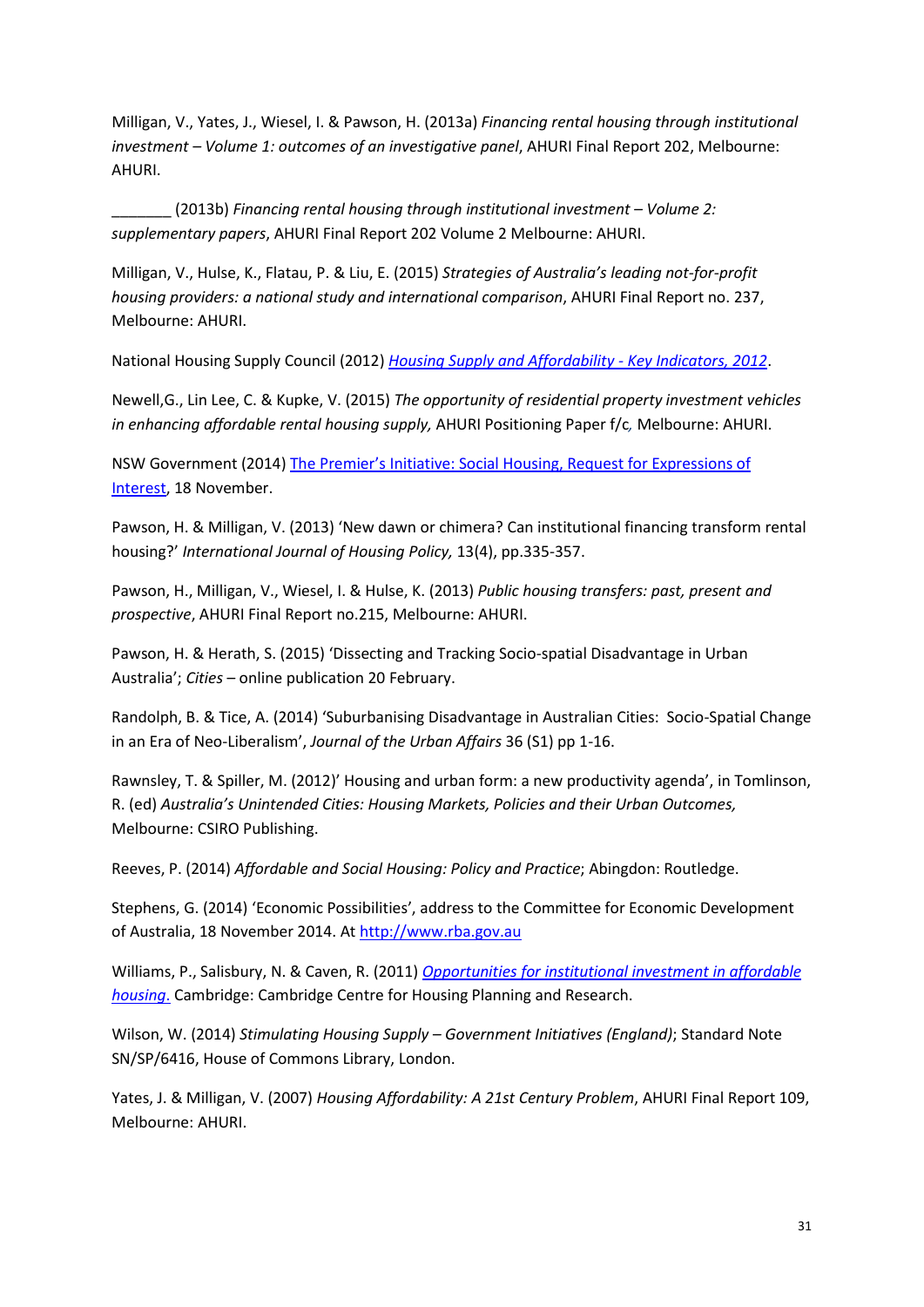Milligan, V., Yates, J., Wiesel, I. & Pawson, H. (2013a) *Financing rental housing through institutional investment – Volume 1: outcomes of an investigative panel*, AHURI Final Report 202, Melbourne: AHURI.

_______ (2013b) *Financing rental housing through institutional investment – Volume 2: supplementary papers*, AHURI Final Report 202 Volume 2 Melbourne: AHURI.

Milligan, V., Hulse, K., Flatau, P. & Liu, E. (2015) *Strategies of Australia's leading not-for-profit housing providers: a national study and international comparison*, AHURI Final Report no. 237, Melbourne: AHURI.

National Housing Supply Council (2012) *Housing Supply and Affordability - Key Indicators, 2012*.

Newell,G., Lin Lee, C. & Kupke, V. (2015) *The opportunity of residential property investment vehicles in enhancing affordable rental housing supply,* AHURI Positioning Paper f/c, Melbourne: AHURI.

NSW Government (2014) The Premier's Initiative: Social Housing, Request for Expressions of Interest, 18 November.

Pawson, H. & Milligan, V. (2013) 'New dawn or chimera? Can institutional financing transform rental housing?' *International Journal of Housing Policy,* 13(4), pp.335-357.

Pawson, H., Milligan, V., Wiesel, I. & Hulse, K. (2013) *Public housing transfers: past, present and prospective*, AHURI Final Report no.215, Melbourne: AHURI.

Pawson, H. & Herath, S. (2015) 'Dissecting and Tracking Socio-spatial Disadvantage in Urban Australia'; *Cities* – online publication 20 February.

Randolph, B. & Tice, A. (2014) 'Suburbanising Disadvantage in Australian Cities: Socio-Spatial Change in an Era of Neo-Liberalism', *Journal of the Urban Affairs* 36 (S1) pp 1-16.

Rawnsley, T. & Spiller, M. (2012)' Housing and urban form: a new productivity agenda', in Tomlinson, R. (ed) *Australia's Unintended Cities: Housing Markets, Policies and their Urban Outcomes,* Melbourne: CSIRO Publishing.

Reeves, P. (2014) *Affordable and Social Housing: Policy and Practice*; Abingdon: Routledge.

Stephens, G. (2014) 'Economic Possibilities', address to the Committee for Economic Development of Australia, 18 November 2014. At http://www.rba.gov.au

Williams, P., Salisbury, N. & Caven, R. (2011) *Opportunities for institutional investment in affordable housing*. Cambridge: Cambridge Centre for Housing Planning and Research.

Wilson, W. (2014) *Stimulating Housing Supply – Government Initiatives (England)*; Standard Note SN/SP/6416, House of Commons Library, London.

Yates, J. & Milligan, V. (2007) *Housing Affordability: A 21st Century Problem*, AHURI Final Report 109, Melbourne: AHURI.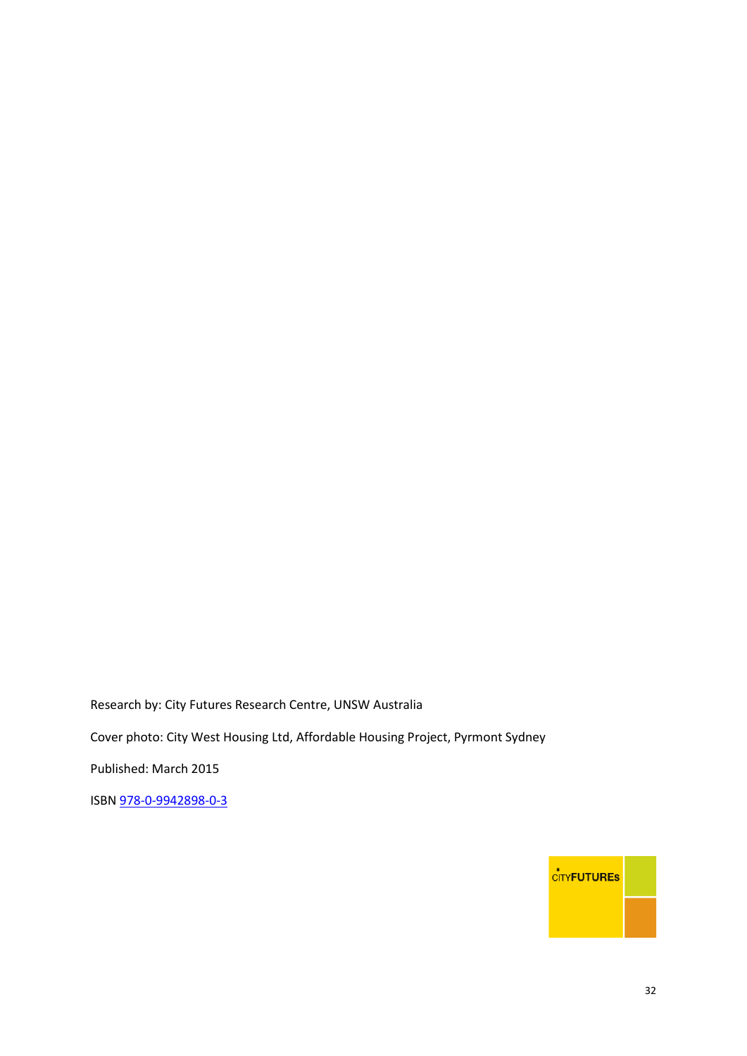Research by: City Futures Research Centre, UNSW Australia

Cover photo: City West Housing Ltd, Affordable Housing Project, Pyrmont Sydney

Published: March 2015

ISBN 978-0-9942898-0-3